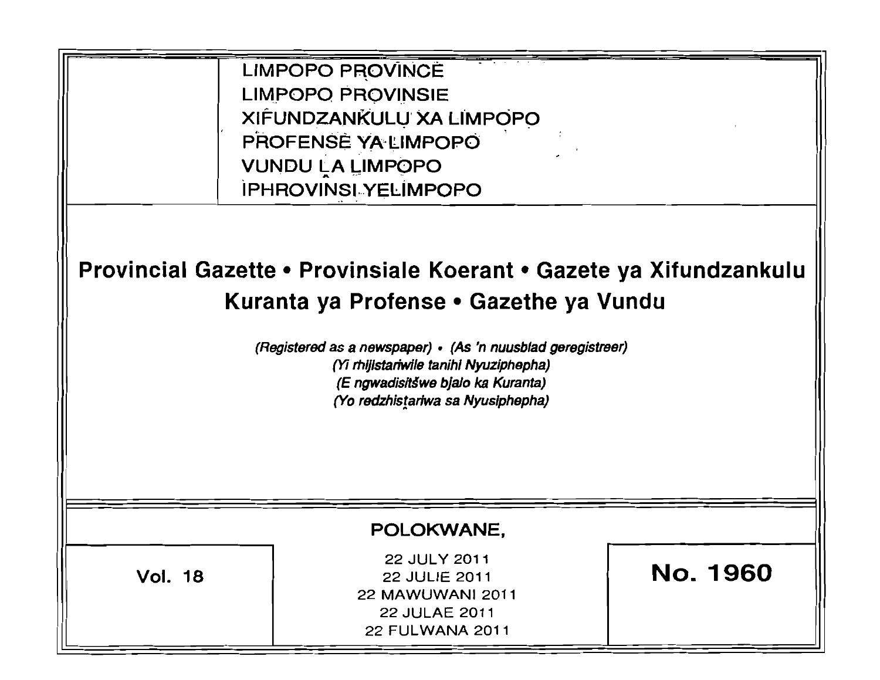LIMPOPO PROVINCE
LIMPOPO PROVINSIE
XIFUNDZANKULU XA LIMPOPO
PROFENSE YA LIMPOPO
VUNDU LA LIMPOPO
IPHROVINSI YELIMPOPO

# Provincial Gazette • Provinsiale Koerant • Gazete ya Xifundzankulu Kuranta ya Profense • Gazethe ya Vundu

*(Registered as a newspaper) • (As 'n nuusblad geregistreer)*
*(Yi rhijistariwile tanihi Nyuziphepha)*
*(E ngwadisitšwe bjalo ka Kuranta)*
*(Yo redzhistariwa sa Nyusiphepha)*

POLOKWANE,

| Vol. 18 | 22 JULY 2011<br>22 JULIE 2011<br>22 MAWUWANI 2011<br>22 JULAE 2011<br>22 FULWANA 2011 | No. 1960 |
|---|---|---|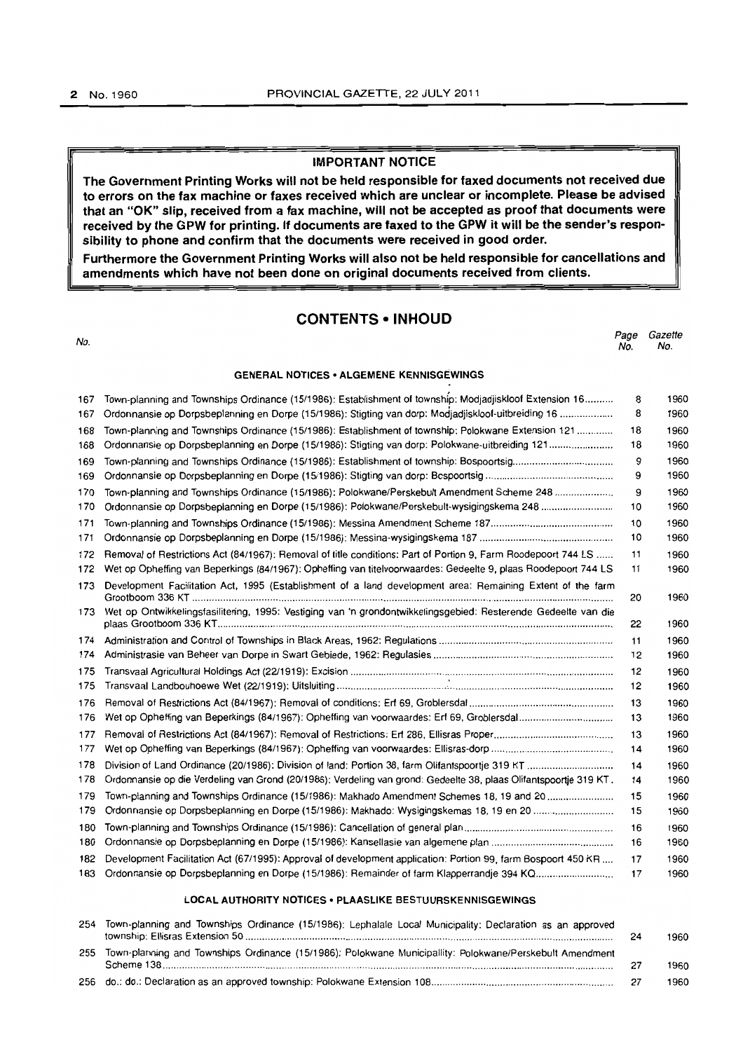**IMPORTANT NOTICE**

**The Government Printing Works will not be held responsible for faxed documents not received due to errors on the fax machine or faxes received which are unclear or incomplete. Please be advised that an "OK" slip, received from a fax machine, will not be accepted as proof that documents were received by the GPW for printing. If documents are faxed to the GPW it will be the sender's responsibility to phone and confirm that the documents were received in good order.**

**Furthermore the Government Printing Works will also not be held responsible for cancellations and amendments which have not been done on original documents received from clients.**

## CONTENTS • INHOUD

| No. | | Page No. | Gazette No. |
|---|---|---|---|
| | **GENERAL NOTICES • ALGEMENE KENNISGEWINGS** | | |
| 167 | Town-planning and Townships Ordinance (15/1986): Establishment of township: Modjadjiskloof Extension 16 | 8 | 1960 |
| 167 | Ordonnansie op Dorpsbeplanning en Dorpe (15/1986): Stigting van dorp: Modjadjiskloof-uitbreiding 16 | 8 | 1960 |
| 168 | Town-planning and Townships Ordinance (15/1986): Establishment of township: Polokwane Extension 121 | 18 | 1960 |
| 168 | Ordonnansie op Dorpsbeplanning en Dorpe (15/1986): Stigting van dorp: Polokwane-uitbreiding 121 | 18 | 1960 |
| 169 | Town-planning and Townships Ordinance (15/1986): Establishment of township: Bospoortsig | 9 | 1960 |
| 169 | Ordonnansie op Dorpsbeplanning en Dorpe (15/1986): Stigting van dorp: Bospoortsig | 9 | 1960 |
| 170 | Town-planning and Townships Ordinance (15/1986): Polokwane/Perskebult Amendment Scheme 248 | 9 | 1960 |
| 170 | Ordonnansie op Dorpsbeplanning en Dorpe (15/1986): Polokwane/Perskebult-wysigingskema 248 | 10 | 1960 |
| 171 | Town-planning and Townships Ordinance (15/1986): Messina Amendment Scheme 187 | 10 | 1960 |
| 171 | Ordonnansie op Dorpsbeplanning en Dorpe (15/1986): Messina-wysigingskema 187 | 10 | 1960 |
| 172 | Removal of Restrictions Act (84/1967): Removal of title conditions: Part of Portion 9, Farm Roodepoort 744 LS | 11 | 1960 |
| 172 | Wet op Opheffing van Beperkings (84/1967): Opheffing van titelvoorwaardes: Gedeelte 9, plaas Roodepoort 744 LS | 11 | 1960 |
| 173 | Development Facilitation Act, 1995 (Establishment of a land development area: Remaining Extent of the farm Grootboom 336 KT | 20 | 1960 |
| 173 | Wet op Ontwikkelingsfasilitering, 1995: Vestiging van 'n grondontwikkelingsgebied: Resterende Gedeelte van die plaas Grootboom 336 KT | 22 | 1960 |
| 174 | Administration and Control of Townships in Black Areas, 1962: Regulations | 11 | 1960 |
| 174 | Administrasie van Beheer van Dorpe in Swart Gebiede, 1962: Regulasies | 12 | 1960 |
| 175 | Transvaal Agricultural Holdings Act (22/1919): Excision | 12 | 1960 |
| 175 | Transvaal Landbouhoewe Wet (22/1919): Uitsluiting | 12 | 1960 |
| 176 | Removal of Restrictions Act (84/1967): Removal of conditions: Erf 69, Groblersdal | 13 | 1960 |
| 176 | Wet op Opheffing van Beperkings (84/1967): Opheffing van voorwaardes: Erf 69, Groblersdal | 13 | 1960 |
| 177 | Removal of Restrictions Act (84/1967): Removal of Restrictions: Erf 286, Ellisras Proper | 13 | 1960 |
| 177 | Wet op Opheffing van Beperkings (84/1967): Opheffing van voorwaardes: Ellisras-dorp | 14 | 1960 |
| 178 | Division of Land Ordinance (20/1986): Division of land: Portion 38, farm Olifantspoortje 319 KT | 14 | 1960 |
| 178 | Ordonnansie op die Verdeling van Grond (20/1986): Verdeling van grond: Gedeelte 38, plaas Olifantspoortje 319 KT. | 14 | 1960 |
| 179 | Town-planning and Townships Ordinance (15/1986): Makhado Amendment Schemes 18, 19 and 20 | 15 | 1960 |
| 179 | Ordonnansie op Dorpsbeplanning en Dorpe (15/1986): Makhado: Wysigingskemas 18, 19 en 20 | 15 | 1960 |
| 180 | Town-planning and Townships Ordinance (15/1986): Cancellation of general plan | 16 | 1960 |
| 180 | Ordonnansie op Dorpsbeplanning en Dorpe (15/1986): Kansellasie van algemene plan | 16 | 1960 |
| 182 | Development Facilitation Act (67/1995): Approval of development application: Portion 99, farm Bospoort 450 KR | 17 | 1960 |
| 183 | Ordonnansie op Dorpsbeplanning en Dorpe (15/1986): Remainder of farm Klapperrandje 394 KQ | 17 | 1960 |
| | **LOCAL AUTHORITY NOTICES • PLAASLIKE BESTUURSKENNISGEWINGS** | | |
| 254 | Town-planning and Townships Ordinance (15/1986): Lephalale Local Municipality: Declaration as an approved township: Ellisras Extension 50 | 24 | 1960 |
| 255 | Town-planning and Townships Ordinance (15/1986): Polokwane Municipallity: Polokwane/Perskebult Amendment Scheme 138 | 27 | 1960 |
| 256 | do.: do.: Declaration as an approved township: Polokwane Extension 108 | 27 | 1960 |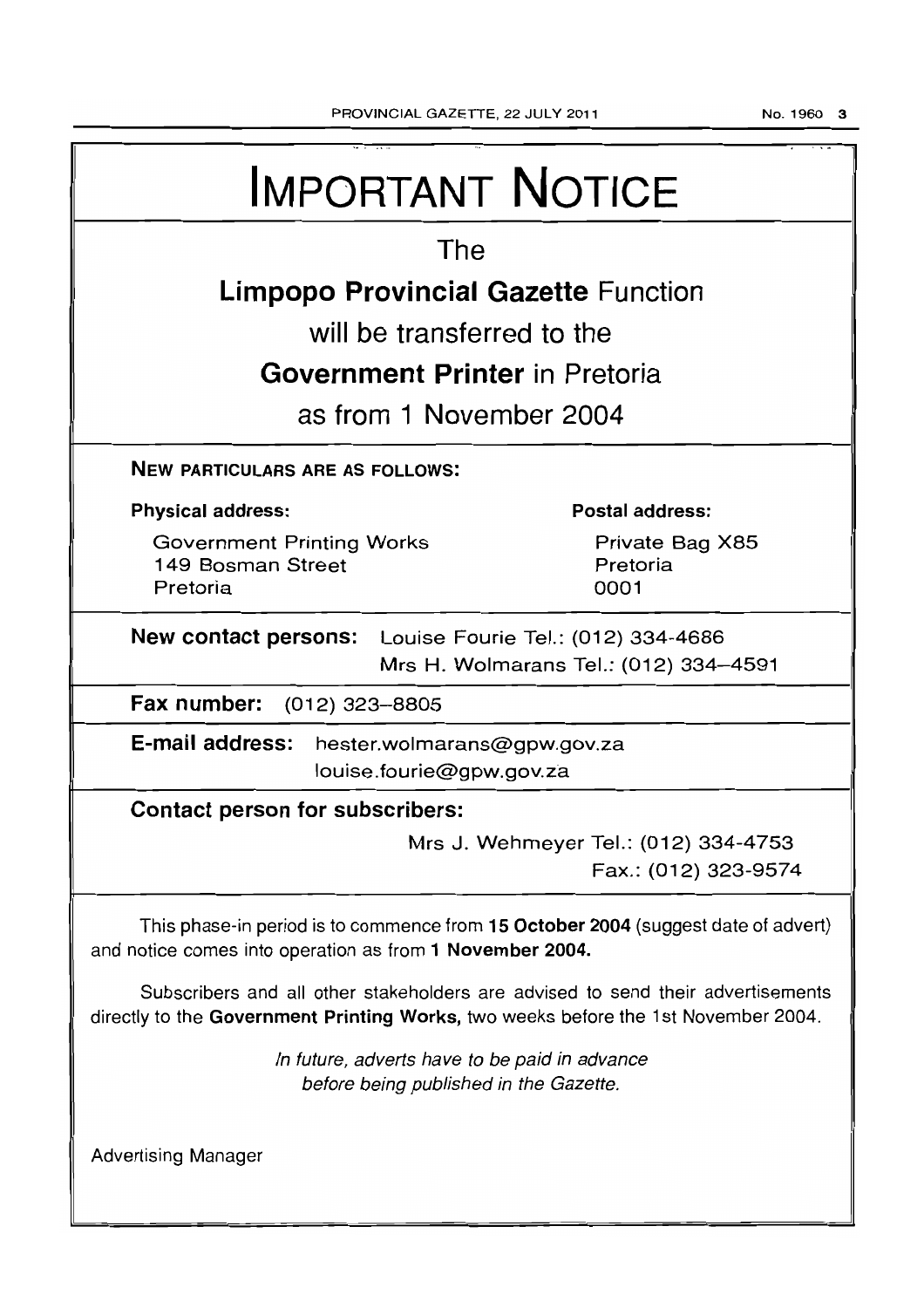# IMPORTANT NOTICE

The

**Limpopo Provincial Gazette** Function

will be transferred to the

**Government Printer** in Pretoria

as from 1 November 2004

**NEW PARTICULARS ARE AS FOLLOWS:**

**Physical address:**

Government Printing Works
149 Bosman Street
Pretoria

**Postal address:**

Private Bag X85
Pretoria
0001

**New contact persons:** Louise Fourie Tel.: (012) 334-4686
Mrs H. Wolmarans Tel.: (012) 334–4591

**Fax number:** (012) 323–8805

**E-mail address:** hester.wolmarans@gpw.gov.za
louise.fourie@gpw.gov.za

**Contact person for subscribers:**

Mrs J. Wehmeyer Tel.: (012) 334-4753
Fax.: (012) 323-9574

This phase-in period is to commence from **15 October 2004** (suggest date of advert) and notice comes into operation as from **1 November 2004.**

Subscribers and all other stakeholders are advised to send their advertisements directly to the **Government Printing Works,** two weeks before the 1st November 2004.

*In future, adverts have to be paid in advance before being published in the Gazette.*

Advertising Manager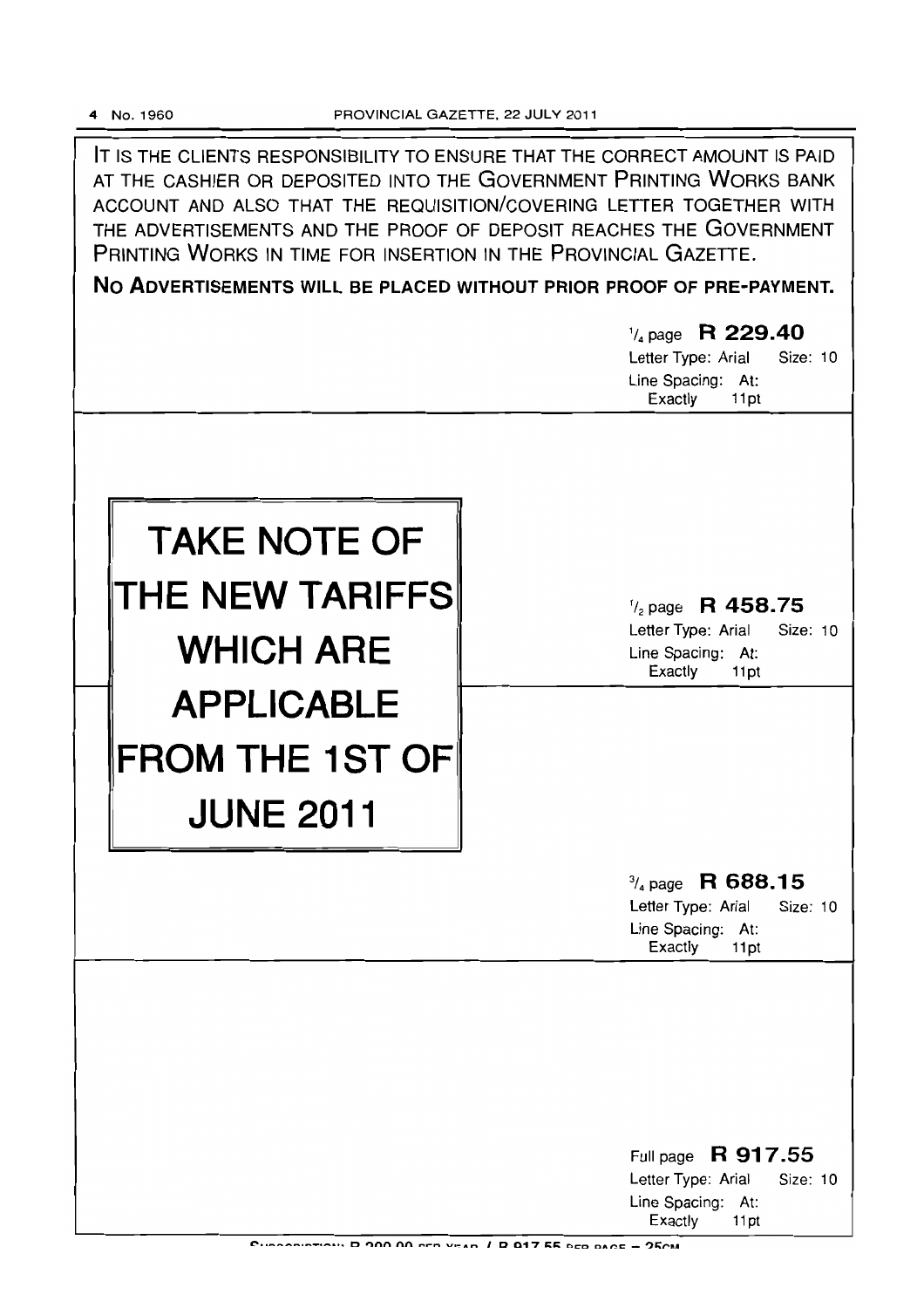IT IS THE CLIENTS RESPONSIBILITY TO ENSURE THAT THE CORRECT AMOUNT IS PAID AT THE CASHIER OR DEPOSITED INTO THE GOVERNMENT PRINTING WORKS BANK ACCOUNT AND ALSO THAT THE REQUISITION/COVERING LETTER TOGETHER WITH THE ADVERTISEMENTS AND THE PROOF OF DEPOSIT REACHES THE GOVERNMENT PRINTING WORKS IN TIME FOR INSERTION IN THE PROVINCIAL GAZETTE.

**NO ADVERTISEMENTS WILL BE PLACED WITHOUT PRIOR PROOF OF PRE-PAYMENT.**

$^1/_4$ page **R 229.40**
Letter Type: Arial Size: 10
Line Spacing: At:
Exactly 11pt

# TAKE NOTE OF THE NEW TARIFFS WHICH ARE APPLICABLE FROM THE 1ST OF JUNE 2011

$^1/_2$ page **R 458.75**
Letter Type: Arial Size: 10
Line Spacing: At:
Exactly 11pt

$^3/_4$ page **R 688.15**
Letter Type: Arial Size: 10
Line Spacing: At:
Exactly 11pt

Full page **R 917.55**
Letter Type: Arial Size: 10
Line Spacing: At:
Exactly 11pt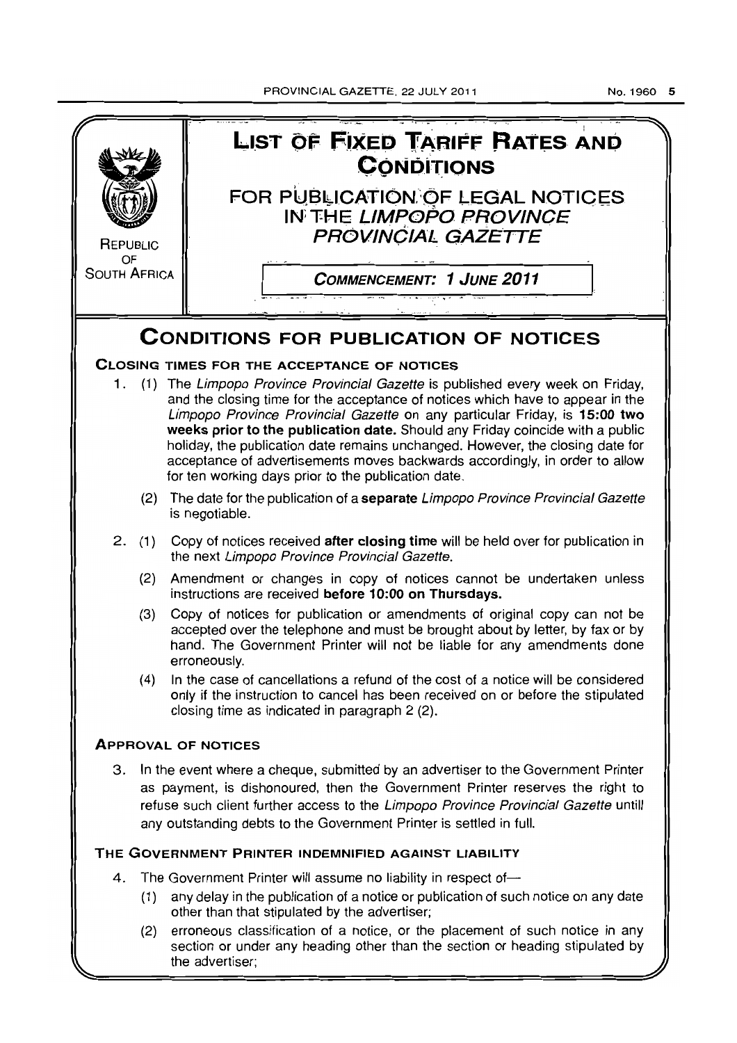REPUBLIC OF SOUTH AFRICA

# LIST OF FIXED TARIFF RATES AND CONDITIONS

## FOR PUBLICATION OF LEGAL NOTICES IN THE *LIMPOPO PROVINCE PROVINCIAL GAZETTE*

***COMMENCEMENT: 1 JUNE 2011***

# CONDITIONS FOR PUBLICATION OF NOTICES

### CLOSING TIMES FOR THE ACCEPTANCE OF NOTICES

1. (1) The *Limpopo Province Provincial Gazette* is published every week on Friday, and the closing time for the acceptance of notices which have to appear in the *Limpopo Province Provincial Gazette* on any particular Friday, is **15:00 two weeks prior to the publication date.** Should any Friday coincide with a public holiday, the publication date remains unchanged. However, the closing date for acceptance of advertisements moves backwards accordingly, in order to allow for ten working days prior to the publication date.

   (2) The date for the publication of a **separate** *Limpopo Province Provincial Gazette* is negotiable.

2. (1) Copy of notices received **after closing time** will be held over for publication in the next *Limpopo Province Provincial Gazette.*

   (2) Amendment or changes in copy of notices cannot be undertaken unless instructions are received **before 10:00 on Thursdays.**

   (3) Copy of notices for publication or amendments of original copy can not be accepted over the telephone and must be brought about by letter, by fax or by hand. The Government Printer will not be liable for any amendments done erroneously.

   (4) In the case of cancellations a refund of the cost of a notice will be considered only if the instruction to cancel has been received on or before the stipulated closing time as indicated in paragraph 2 (2).

### APPROVAL OF NOTICES

3. In the event where a cheque, submitted by an advertiser to the Government Printer as payment, is dishonoured, then the Government Printer reserves the right to refuse such client further access to the *Limpopo Province Provincial Gazette* untill any outstanding debts to the Government Printer is settled in full.

### THE GOVERNMENT PRINTER INDEMNIFIED AGAINST LIABILITY

4. The Government Printer will assume no liability in respect of—

   (1) any delay in the publication of a notice or publication of such notice on any date other than that stipulated by the advertiser;

   (2) erroneous classification of a notice, or the placement of such notice in any section or under any heading other than the section or heading stipulated by the advertiser;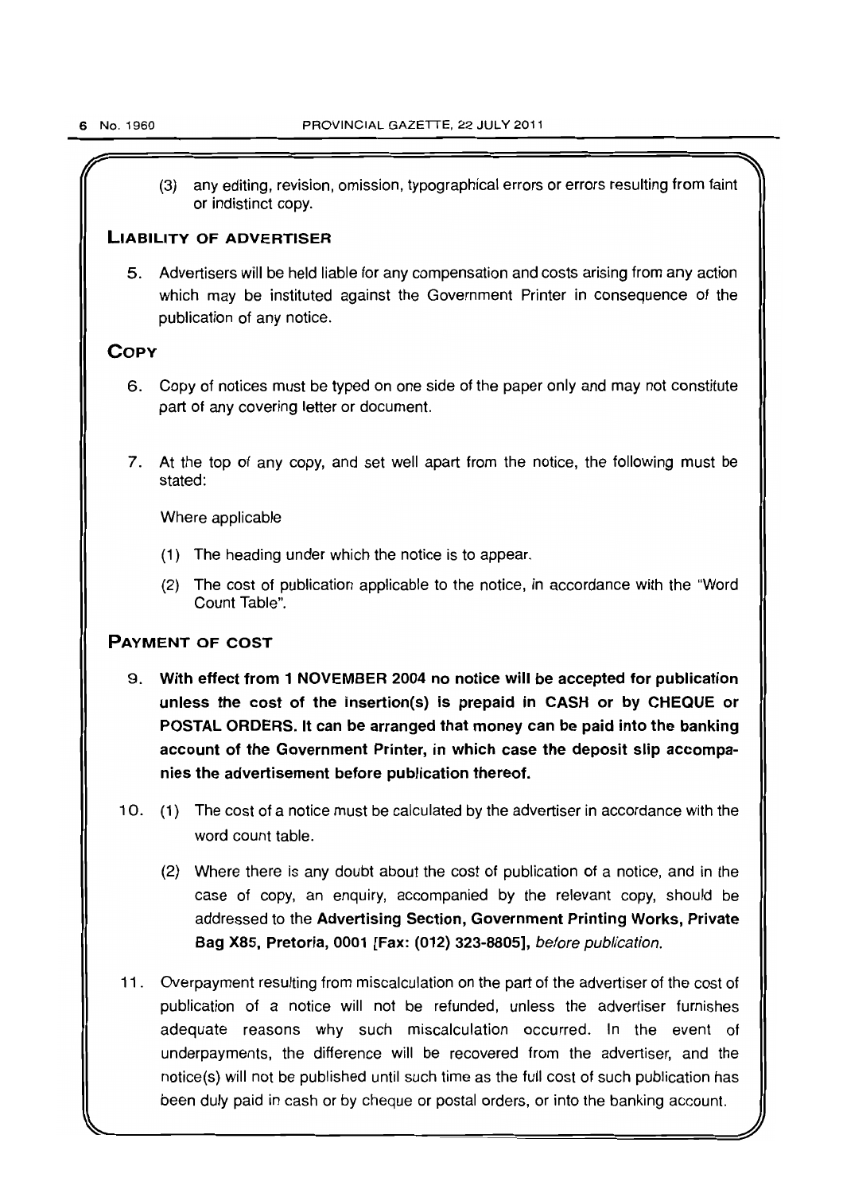(3) any editing, revision, omission, typographical errors or errors resulting from faint or indistinct copy.

## LIABILITY OF ADVERTISER

5. Advertisers will be held liable for any compensation and costs arising from any action which may be instituted against the Government Printer in consequence of the publication of any notice.

## COPY

6. Copy of notices must be typed on one side of the paper only and may not constitute part of any covering letter or document.

7. At the top of any copy, and set well apart from the notice, the following must be stated:

   Where applicable

   (1) The heading under which the notice is to appear.

   (2) The cost of publication applicable to the notice, in accordance with the "Word Count Table".

## PAYMENT OF COST

9. **With effect from 1 NOVEMBER 2004 no notice will be accepted for publication unless the cost of the insertion(s) is prepaid in CASH or by CHEQUE or POSTAL ORDERS. It can be arranged that money can be paid into the banking account of the Government Printer, in which case the deposit slip accompanies the advertisement before publication thereof.**

10. (1) The cost of a notice must be calculated by the advertiser in accordance with the word count table.

    (2) Where there is any doubt about the cost of publication of a notice, and in the case of copy, an enquiry, accompanied by the relevant copy, should be addressed to the **Advertising Section, Government Printing Works, Private Bag X85, Pretoria, 0001 [Fax: (012) 323-8805],** *before publication.*

11. Overpayment resulting from miscalculation on the part of the advertiser of the cost of publication of a notice will not be refunded, unless the advertiser furnishes adequate reasons why such miscalculation occurred. In the event of underpayments, the difference will be recovered from the advertiser, and the notice(s) will not be published until such time as the full cost of such publication has been duly paid in cash or by cheque or postal orders, or into the banking account.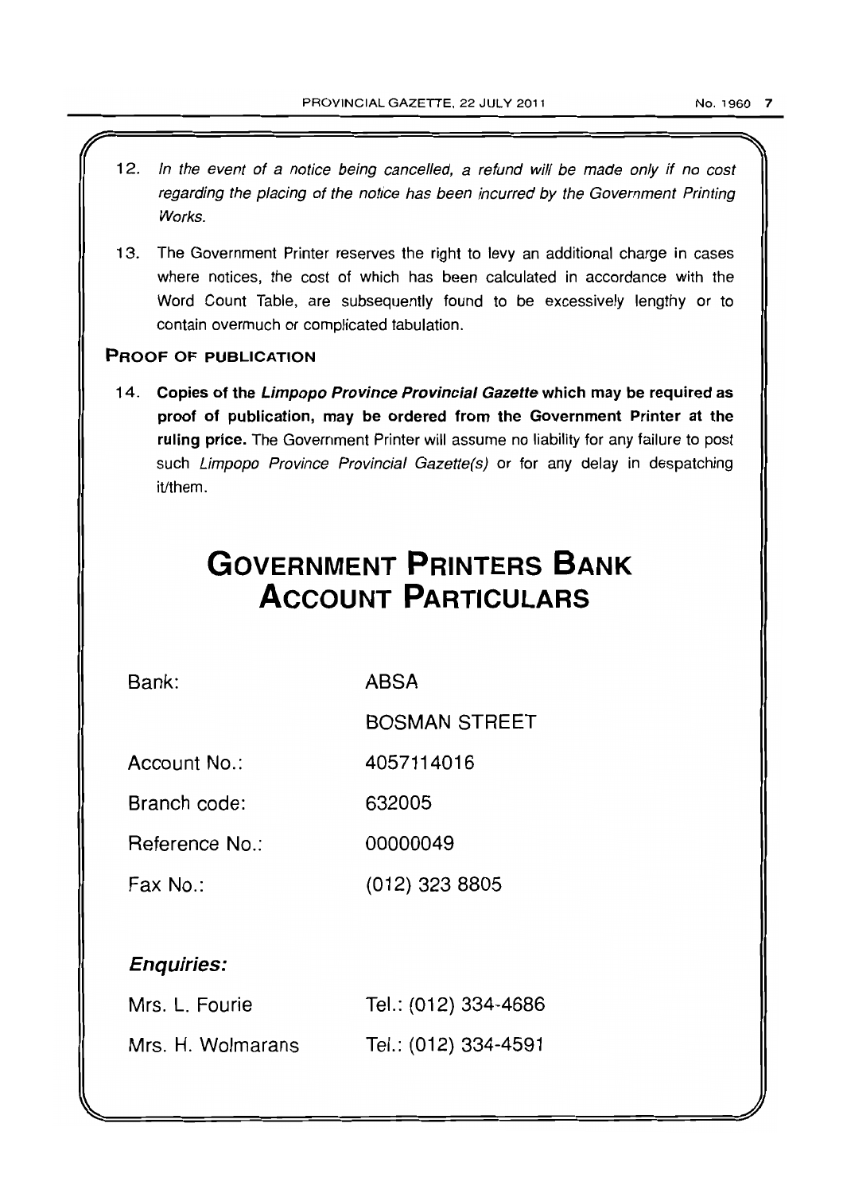12. *In the event of a notice being cancelled, a refund will be made only if no cost regarding the placing of the notice has been incurred by the Government Printing Works.*

13. The Government Printer reserves the right to levy an additional charge in cases where notices, the cost of which has been calculated in accordance with the Word Count Table, are subsequently found to be excessively lengthy or to contain overmuch or complicated tabulation.

**PROOF OF PUBLICATION**

14. **Copies of the *Limpopo Province Provincial Gazette* which may be required as proof of publication, may be ordered from the Government Printer at the ruling price.** The Government Printer will assume no liability for any failure to post such *Limpopo Province Provincial Gazette(s)* or for any delay in despatching it/them.

# GOVERNMENT PRINTERS BANK ACCOUNT PARTICULARS

| | |
|---|---|
| Bank: | ABSA |
| | BOSMAN STREET |
| Account No.: | 4057114016 |
| Branch code: | 632005 |
| Reference No.: | 00000049 |
| Fax No.: | (012) 323 8805 |

***Enquiries:***

| | |
|---|---|
| Mrs. L. Fourie | Tel.: (012) 334-4686 |
| Mrs. H. Wolmarans | Tel.: (012) 334-4591 |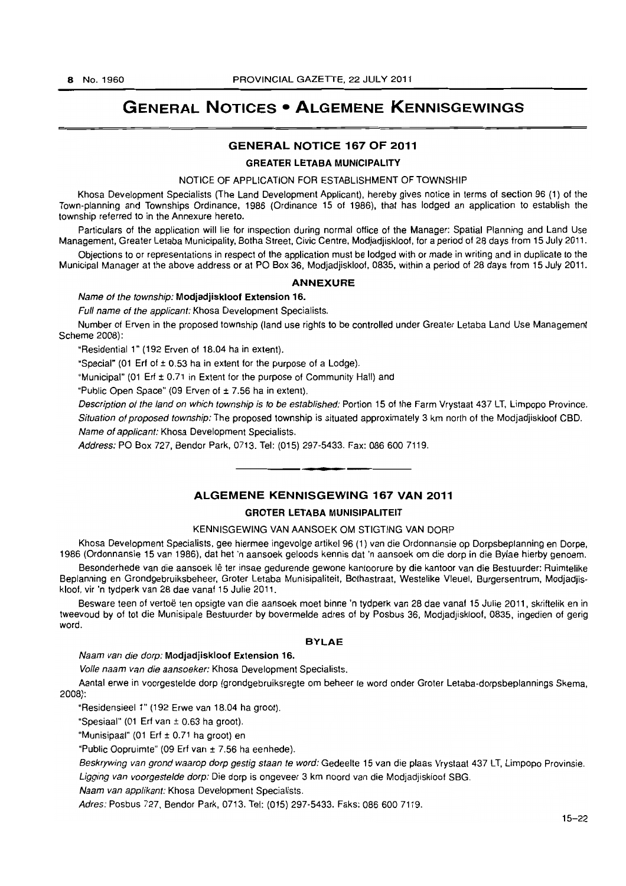# GENERAL NOTICES • ALGEMENE KENNISGEWINGS

## GENERAL NOTICE 167 OF 2011

### GREATER LETABA MUNICIPALITY

NOTICE OF APPLICATION FOR ESTABLISHMENT OF TOWNSHIP

Khosa Development Specialists (The Land Development Applicant), hereby gives notice in terms of section 96 (1) of the Town-planning and Townships Ordinance, 1986 (Ordinance 15 of 1986), that has lodged an application to establish the township referred to in the Annexure hereto.

Particulars of the application will lie for inspection during normal office of the Manager: Spatial Planning and Land Use Management, Greater Letaba Municipality, Botha Street, Civic Centre, Modjadjiskloof, for a period of 28 days from 15 July 2011.

Objections to or representations in respect of the application must be lodged with or made in writing and in duplicate to the Municipal Manager at the above address or at PO Box 36, Modjadjiskloof, 0835, within a period of 28 days from 15 July 2011.

### ANNEXURE

*Name of the township:* **Modjadjiskloof Extension 16.**

*Full name of the applicant:* Khosa Development Specialists.

Number of Erven in the proposed township (land use rights to be controlled under Greater Letaba Land Use Management Scheme 2008):

"Residential 1" (192 Erven of 18.04 ha in extent).

"Special" (01 Erf of ± 0.53 ha in extent for the purpose of a Lodge).

"Municipal" (01 Erf ± 0.71 in Extent for the purpose of Community Hall) and

"Public Open Space" (09 Erven of ± 7.56 ha in extent).

*Description of the land on which township is to be established:* Portion 15 of the Farm Vrystaat 437 LT, Limpopo Province.

*Situation of proposed township:* The proposed township is situated approximately 3 km north of the Modjadjiskloof CBD.

*Name of applicant:* Khosa Development Specialists.

*Address:* PO Box 727, Bendor Park, 0713. Tel: (015) 297-5433. Fax: 086 600 7119.

---

## ALGEMENE KENNISGEWING 167 VAN 2011

### GROTER LETABA MUNISIPALITEIT

KENNISGEWING VAN AANSOEK OM STIGTING VAN DORP

Khosa Development Specialists, gee hiermee ingevolge artikel 96 (1) van die Ordonnansie op Dorpsbeplanning en Dorpe, 1986 (Ordonnansie 15 van 1986), dat het 'n aansoek geloods kennis dat 'n aansoek om die dorp in die Bylae hierby genoem.

Besonderhede van die aansoek lê ter insae gedurende gewone kantoorure by die kantoor van die Bestuurder: Ruimtelike Beplanning en Grondgebruiksbeheer, Groter Letaba Munisipaliteit, Bothastraat, Westelike Vleuel, Burgersentrum, Modjadjiskloof, vir 'n tydperk van 28 dae vanaf 15 Julie 2011.

Besware teen of vertoë ten opsigte van die aansoek moet binne 'n tydperk van 28 dae vanaf 15 Julie 2011, skriftelik en in tweevoud by of tot die Munisipale Bestuurder by bovermelde adres of by Posbus 36, Modjadjiskloof, 0835, ingedien of gerig word.

### BYLAE

*Naam van die dorp:* **Modjadjiskloof Extension 16.**

*Volle naam van die aansoeker:* Khosa Development Specialists.

Aantal erwe in voorgestelde dorp (grondgebruiksregte om beheer te word onder Groter Letaba-dorpsbeplannings Skema, 2008):

"Residensieel 1" (192 Erwe van 18.04 ha groot).

"Spesiaal" (01 Erf van ± 0.63 ha groot).

"Munisipaal" (01 Erf ± 0.71 ha groot) en

"Public Oopruimte" (09 Erf van ± 7.56 ha eenhede).

*Beskrywing van grond waarop dorp gestig staan te word:* Gedeelte 15 van die plaas Vrystaat 437 LT, Limpopo Provinsie.

*Ligging van voorgestelde dorp:* Die dorp is ongeveer 3 km noord van die Modjadjiskloof SBG.

*Naam van applikant:* Khosa Development Specialists.

*Adres:* Posbus 727, Bendor Park, 0713. Tel: (015) 297-5433. Faks: 086 600 7119.

15–22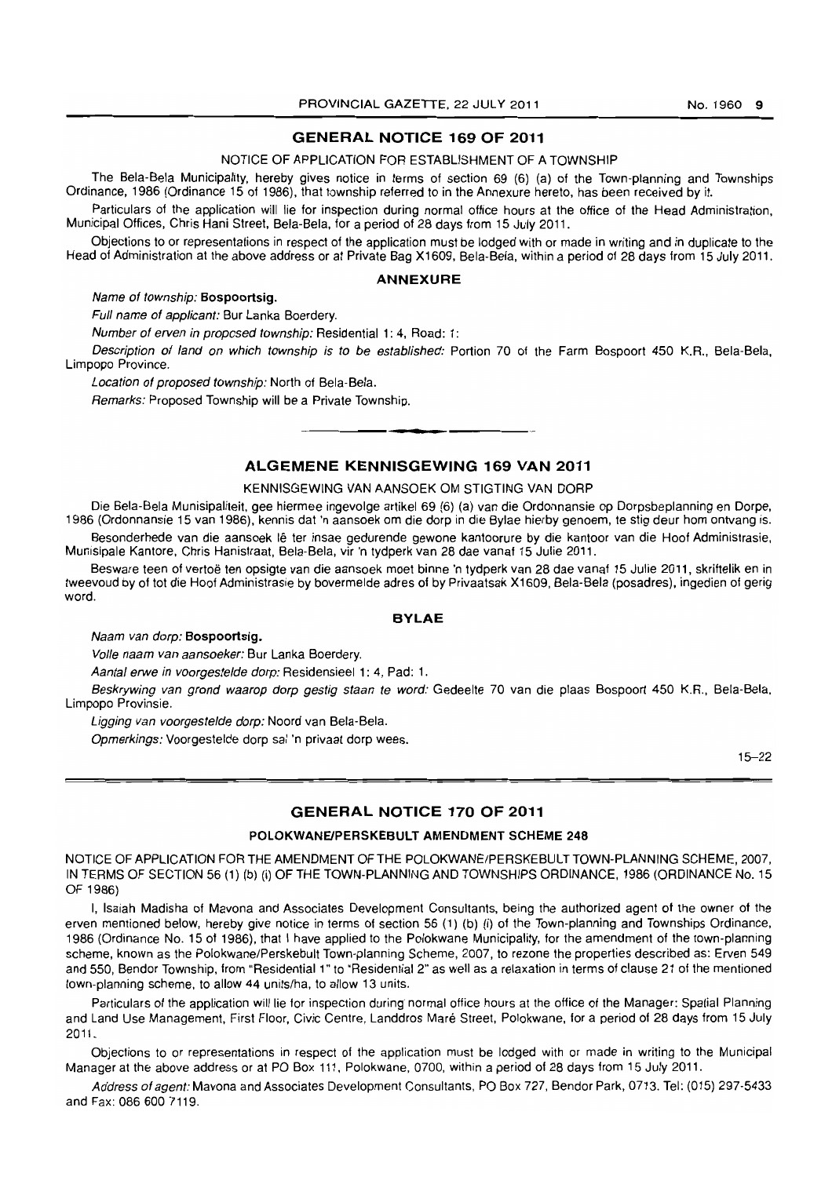## GENERAL NOTICE 169 OF 2011

NOTICE OF APPLICATION FOR ESTABLISHMENT OF A TOWNSHIP

The Bela-Bela Municipality, hereby gives notice in terms of section 69 (6) (a) of the Town-planning and Townships Ordinance, 1986 (Ordinance 15 of 1986), that township referred to in the Annexure hereto, has been received by it.

Particulars of the application will lie for inspection during normal office hours at the office of the Head Administration, Municipal Offices, Chris Hani Street, Bela-Bela, for a period of 28 days from 15 July 2011.

Objections to or representations in respect of the application must be lodged with or made in writing and in duplicate to the Head of Administration at the above address or at Private Bag X1609, Bela-Bela, within a period of 28 days from 15 July 2011.

### ANNEXURE

*Name of township:* **Bospoortsig.**

*Full name of applicant:* Bur Lanka Boerdery.

*Number of erven in proposed township:* Residential 1: 4, Road: 1:

*Description of land on which township is to be established:* Portion 70 of the Farm Bospoort 450 K.R., Bela-Bela, Limpopo Province.

*Location of proposed township:* North of Bela-Bela.

*Remarks:* Proposed Township will be a Private Township.

---

## ALGEMENE KENNISGEWING 169 VAN 2011

KENNISGEWING VAN AANSOEK OM STIGTING VAN DORP

Die Bela-Bela Munisipaliteit, gee hiermee ingevolge artikel 69 (6) (a) van die Ordonnansie op Dorpsbeplanning en Dorpe, 1986 (Ordonnansie 15 van 1986), kennis dat 'n aansoek om die dorp in die Bylae hierby genoem, te stig deur hom ontvang is.

Besonderhede van die aansoek lê ter insae gedurende gewone kantoorure by die kantoor van die Hoof Administrasie, Munisipale Kantore, Chris Hanistraat, Bela-Bela, vir 'n tydperk van 28 dae vanaf 15 Julie 2011.

Besware teen of vertoë ten opsigte van die aansoek moet binne 'n tydperk van 28 dae vanaf 15 Julie 2011, skriftelik en in tweevoud by of tot die Hoof Administrasie by bovermelde adres of by Privaatsak X1609, Bela-Bela (posadres), ingedien of gerig word.

### BYLAE

*Naam van dorp:* **Bospoortsig.**

*Volle naam van aansoeker:* Bur Lanka Boerdery.

*Aantal erwe in voorgestelde dorp:* Residensieel 1: 4, Pad: 1.

*Beskrywing van grond waarop dorp gestig staan te word:* Gedeelte 70 van die plaas Bospoort 450 K.R., Bela-Bela, Limpopo Provinsie.

*Ligging van voorgestelde dorp:* Noord van Bela-Bela.

*Opmerkings:* Voorgestelde dorp sal 'n privaat dorp wees.

15–22

---

## GENERAL NOTICE 170 OF 2011

### POLOKWANE/PERSKEBULT AMENDMENT SCHEME 248

NOTICE OF APPLICATION FOR THE AMENDMENT OF THE POLOKWANE/PERSKEBULT TOWN-PLANNING SCHEME, 2007, IN TERMS OF SECTION 56 (1) (b) (i) OF THE TOWN-PLANNING AND TOWNSHIPS ORDINANCE, 1986 (ORDINANCE No. 15 OF 1986)

I, Isaiah Madisha of Mavona and Associates Development Consultants, being the authorized agent of the owner of the erven mentioned below, hereby give notice in terms of section 56 (1) (b) (i) of the Town-planning and Townships Ordinance, 1986 (Ordinance No. 15 of 1986), that I have applied to the Polokwane Municipality, for the amendment of the town-planning scheme, known as the Polokwane/Perskebult Town-planning Scheme, 2007, to rezone the properties described as: Erven 549 and 550, Bendor Township, from "Residential 1" to "Residential 2" as well as a relaxation in terms of clause 21 of the mentioned town-planning scheme, to allow 44 units/ha, to allow 13 units.

Particulars of the application will lie for inspection during normal office hours at the office of the Manager: Spatial Planning and Land Use Management, First Floor, Civic Centre, Landdros Maré Street, Polokwane, for a period of 28 days from 15 July 2011.

Objections to or representations in respect of the application must be lodged with or made in writing to the Municipal Manager at the above address or at PO Box 111, Polokwane, 0700, within a period of 28 days from 15 July 2011.

*Address of agent:* Mavona and Associates Development Consultants, PO Box 727, Bendor Park, 0713. Tel: (015) 297-5433 and Fax: 086 600 7119.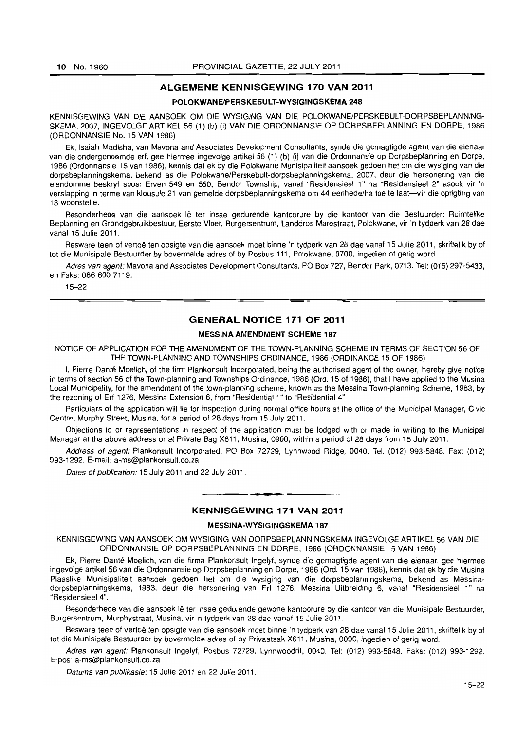## ALGEMENE KENNISGEWING 170 VAN 2011

### POLOKWANE/PERSKEBULT-WYSIGINGSKEMA 248

KENNISGEWING VAN DIE AANSOEK OM DIE WYSIGING VAN DIE POLOKWANE/PERSKEBULT-DORPSBEPLANNING-SKEMA, 2007, INGEVOLGE ARTIKEL 56 (1) (b) (i) VAN DIE ORDONNANSIE OP DORPSBEPLANNING EN DORPE, 1986 (ORDONNANSIE No. 15 VAN 1986)

Ek, Isaiah Madisha, van Mavona and Associates Development Consultants, synde die gemagtigde agent van die eienaar van die ondergenoemde erf, gee hiermee ingevolge artikel 56 (1) (b) (i) van die Ordonnansie op Dorpsbeplanning en Dorpe, 1986 (Ordonnansie 15 van 1986), kennis dat ek by die Polokwane Munisipaliteit aansoek gedoen het om die wysiging van die dorpsbeplanningskema, bekend as die Polokwane/Perskebult-dorpsbeplanningskema, 2007, deur die hersonering van die eiendomme beskryf soos: Erven 549 en 550, Bendor Township, vanaf "Residensieel 1" na "Residensieel 2" asook vir 'n verslapping in terme van klousule 21 van gemelde dorpsbeplanningskema om 44 eenhede/ha toe te laat—vir die oprigting van 13 woonstelle.

Besonderhede van die aansoek lê ter insae gedurende kantoorure by die kantoor van die Bestuurder: Ruimtelike Beplanning en Grondgebruikbestuur, Eerste Vloer, Burgersentrum, Landdros Marestraat, Polokwane, vir 'n tydperk van 28 dae vanaf 15 Julie 2011.

Besware teen of vertoë ten opsigte van die aansoek moet binne 'n tydperk van 28 dae vanaf 15 Julie 2011, skriftelik by of tot die Munisipale Bestuurder by bovermelde adres of by Posbus 111, Polokwane, 0700, ingedien of gerig word.

*Adres van agent:* Mavona and Associates Development Consultants, PO Box 727, Bendor Park, 0713. Tel: (015) 297-5433, en Faks: 086 600 7119.

15–22

## GENERAL NOTICE 171 OF 2011

### MESSINA AMENDMENT SCHEME 187

NOTICE OF APPLICATION FOR THE AMENDMENT OF THE TOWN-PLANNING SCHEME IN TERMS OF SECTION 56 OF THE TOWN-PLANNING AND TOWNSHIPS ORDINANCE, 1986 (ORDINANCE 15 OF 1986)

I, Pierre Danté Moelich, of the firm Plankonsult Incorporated, being the authorised agent of the owner, hereby give notice in terms of section 56 of the Town-planning and Townships Ordinance, 1986 (Ord. 15 of 1986), that I have applied to the Musina Local Municipality, for the amendment of the town-planning scheme, known as the Messina Town-planning Scheme, 1983, by the rezoning of Erf 1276, Messina Extension 6, from "Residential 1" to "Residential 4".

Particulars of the application will lie for inspection during normal office hours at the office of the Municipal Manager, Civic Centre, Murphy Street, Musina, for a period of 28 days from 15 July 2011.

Objections to or representations in respect of the application must be lodged with or made in writing to the Municipal Manager at the above address or at Private Bag X611, Musina, 0900, within a period of 28 days from 15 July 2011.

*Address of agent:* Plankonsult Incorporated, PO Box 72729, Lynnwood Ridge, 0040. Tel: (012) 993-5848. Fax: (012) 993-1292. E-mail: a-ms@plankonsult.co.za

*Dates of publication:* 15 July 2011 and 22 July 2011.

## KENNISGEWING 171 VAN 2011

### MESSINA-WYSIGINGSKEMA 187

KENNISGEWING VAN AANSOEK OM WYSIGING VAN DORPSBEPLANNINGSKEMA INGEVOLGE ARTIKEL 56 VAN DIE ORDONNANSIE OP DORPSBEPLANNING EN DORPE, 1986 (ORDONNANSIE 15 VAN 1986)

Ek, Pierre Danté Moelich, van die firma Plankonsult Ingelyf, synde die gemagtigde agent van die eienaar, gee hiermee ingevolge artikel 56 van die Ordonnansie op Dorpsbeplanning en Dorpe, 1986 (Ord. 15 van 1986), kennis dat ek by die Musina Plaaslike Munisipaliteit aansoek gedoen het om die wysiging van die dorpsbeplanningskema, bekend as Messina-dorpsbeplanningskema, 1983, deur die hersonering van Erf 1276, Messina Uitbreiding 6, vanaf "Residensieel 1" na "Residensieel 4".

Besonderhede van die aansoek lê ter insae gedurende gewone kantoorure by die kantoor van die Munisipale Bestuurder, Burgersentrum, Murphystraat, Musina, vir 'n tydperk van 28 dae vanaf 15 Julie 2011.

Besware teen of vertoë ten opsigte van die aansoek moet binne 'n tydperk van 28 dae vanaf 15 Julie 2011, skriftelik by of tot die Munisipale Bestuurder by bovermelde adres of by Privaatsak X611, Musina, 0090, ingedien of gerig word.

*Adres van agent:* Plankonsult Ingelyf, Posbus 72729, Lynnwoodrif, 0040. Tel: (012) 993-5848. Faks: (012) 993-1292. E-pos: a-ms@plankonsult.co.za

*Datums van publikasie:* 15 Julie 2011 en 22 Julie 2011.

15–22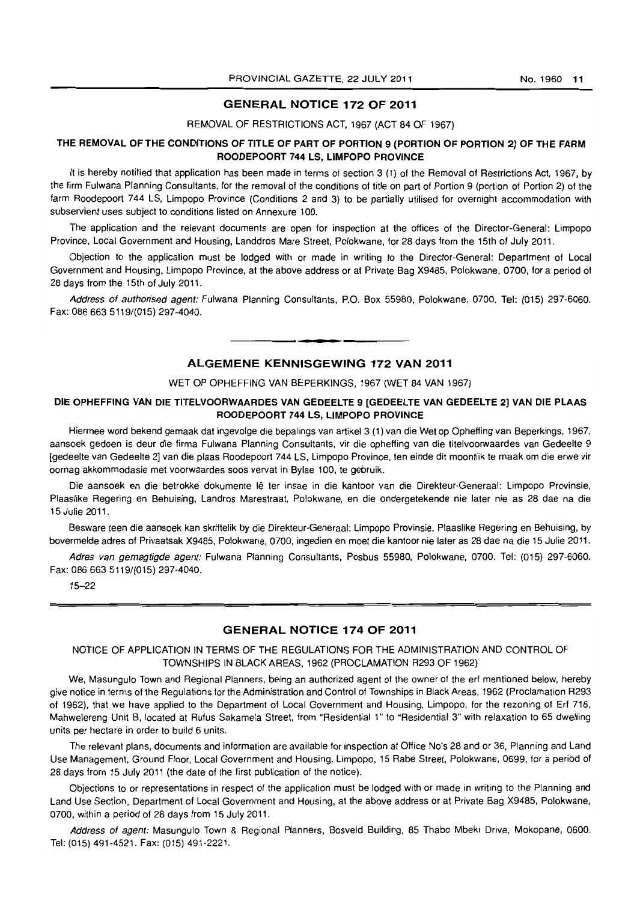## GENERAL NOTICE 172 OF 2011

REMOVAL OF RESTRICTIONS ACT, 1967 (ACT 84 OF 1967)

### THE REMOVAL OF THE CONDITIONS OF TITLE OF PART OF PORTION 9 (PORTION OF PORTION 2) OF THE FARM ROODEPOORT 744 LS, LIMPOPO PROVINCE

It is hereby notified that application has been made in terms of section 3 (1) of the Removal of Restrictions Act, 1967, by the firm Fulwana Planning Consultants, for the removal of the conditions of title on part of Portion 9 (portion of Portion 2) of the farm Roodepoort 744 LS, Limpopo Province (Conditions 2 and 3) to be partially utilised for overnight accommodation with subservient uses subject to conditions listed on Annexure 100.

The application and the relevant documents are open for inspection at the offices of the Director-General: Limpopo Province, Local Government and Housing, Landdros Mare Street, Polokwane, for 28 days from the 15th of July 2011.

Objection to the application must be lodged with or made in writing to the Director-General: Department of Local Government and Housing, Limpopo Province, at the above address or at Private Bag X9485, Polokwane, 0700, for a period of 28 days from the 15th of July 2011.

*Address of authorised agent:* Fulwana Planning Consultants, P.O. Box 55980, Polokwane, 0700. Tel: (015) 297-6060. Fax: 086 663 5119/(015) 297-4040.

---

## ALGEMENE KENNISGEWING 172 VAN 2011

WET OP OPHEFFING VAN BEPERKINGS, 1967 (WET 84 VAN 1967)

### DIE OPHEFFING VAN DIE TITELVOORWAARDES VAN GEDEELTE 9 [GEDEELTE VAN GEDEELTE 2] VAN DIE PLAAS ROODEPOORT 744 LS, LIMPOPO PROVINCE

Hiermee word bekend gemaak dat ingevolge die bepalings van artikel 3 (1) van die Wet op Opheffing van Beperkings, 1967, aansoek gedoen is deur die firma Fulwana Planning Consultants, vir die opheffing van die titelvoorwaardes van Gedeelte 9 [gedeelte van Gedeelte 2] van die plaas Roodepoort 744 LS, Limpopo Province, ten einde dit moontlik te maak om die erwe vir oornag akkommodasie met voorwaardes soos vervat in Bylae 100, te gebruik.

Die aansoek en die betrokke dokumente lê ter insae in die kantoor van die Direkteur-Generaal: Limpopo Provinsie, Plaaslike Regering en Behuising, Landros Marestraat, Polokwane, en die ondergetekende nie later nie as 28 dae na die 15 Julie 2011.

Besware teen die aansoek kan skriftelik by die Direkteur-Generaal: Limpopo Provinsie, Plaaslike Regering en Behuising, by bovermelde adres of Privaatsak X9485, Polokwane, 0700, ingedien en moet die kantoor nie later as 28 dae na die 15 Julie 2011.

*Adres van gemagtigde agent:* Fulwana Planning Consultants, Posbus 55980, Polokwane, 0700. Tel: (015) 297-6060. Fax: 086 663 5119/(015) 297-4040.

15–22

---

## GENERAL NOTICE 174 OF 2011

NOTICE OF APPLICATION IN TERMS OF THE REGULATIONS FOR THE ADMINISTRATION AND CONTROL OF TOWNSHIPS IN BLACK AREAS, 1962 (PROCLAMATION R293 OF 1962)

We, Masungulo Town and Regional Planners, being an authorized agent of the owner of the erf mentioned below, hereby give notice in terms of the Regulations for the Administration and Control of Townships in Black Areas, 1962 (Proclamation R293 of 1962), that we have applied to the Department of Local Government and Housing, Limpopo, for the rezoning of Erf 716, Mahwelereng Unit B, located at Rufus Sakamela Street, from "Residential 1" to "Residential 3" with relaxation to 65 dwelling units per hectare in order to build 6 units.

The relevant plans, documents and information are available for inspection at Office No's 28 and or 36, Planning and Land Use Management, Ground Floor, Local Government and Housing, Limpopo, 15 Rabe Street, Polokwane, 0699, for a period of 28 days from 15 July 2011 (the date of the first publication of the notice).

Objections to or representations in respect of the application must be lodged with or made in writing to the Planning and Land Use Section, Department of Local Government and Housing, at the above address or at Private Bag X9485, Polokwane, 0700, within a period of 28 days from 15 July 2011.

*Address of agent:* Masungulo Town & Regional Planners, Bosveld Building, 85 Thabo Mbeki Drive, Mokopane, 0600. Tel: (015) 491-4521. Fax: (015) 491-2221.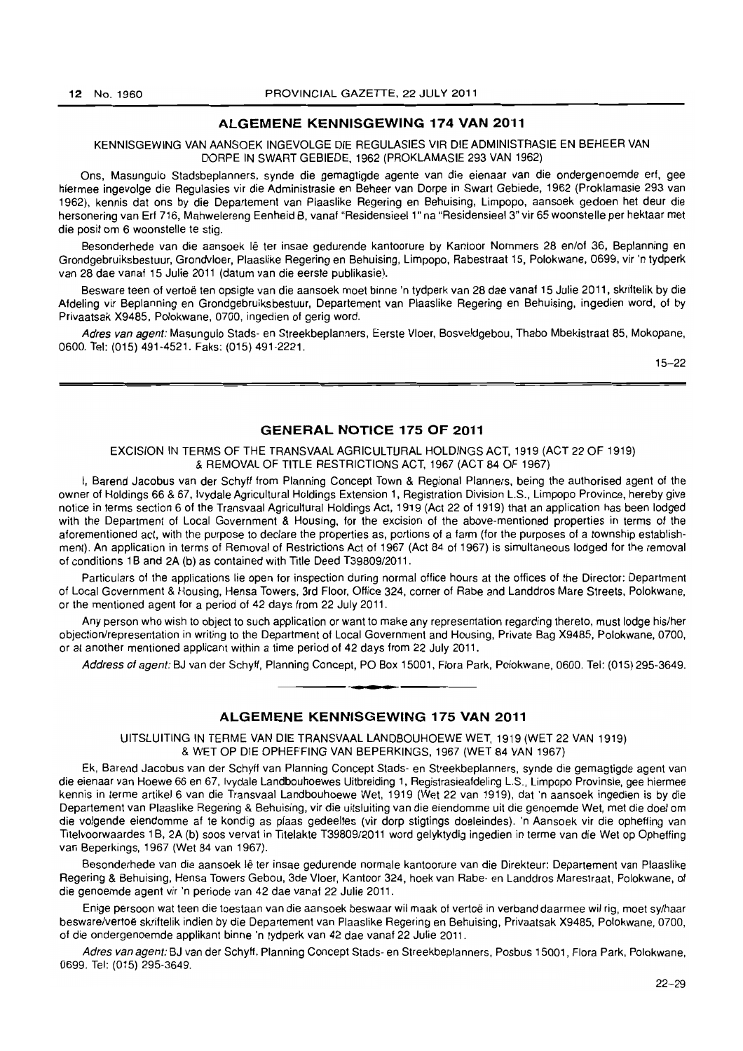## ALGEMENE KENNISGEWING 174 VAN 2011

KENNISGEWING VAN AANSOEK INGEVOLGE DIE REGULASIES VIR DIE ADMINISTRASIE EN BEHEER VAN DORPE IN SWART GEBIEDE, 1962 (PROKLAMASIE 293 VAN 1962)

Ons, Masungulo Stadsbeplanners, synde die gemagtigde agente van die eienaar van die ondergenoemde erf, gee hiermee ingevolge die Regulasies vir die Administrasie en Beheer van Dorpe in Swart Gebiede, 1962 (Proklamasie 293 van 1962), kennis dat ons by die Departement van Plaaslike Regering en Behuising, Limpopo, aansoek gedoen het deur die hersonering van Erf 716, Mahwelereng Eenheid B, vanaf "Residensieel 1" na "Residensieel 3" vir 65 woonstelle per hektaar met die posit om 6 woonstelle te stig.

Besonderhede van die aansoek lê ter insae gedurende kantoorure by Kantoor Nommers 28 en/of 36, Beplanning en Grondgebruiksbestuur, Grondvloer, Plaaslike Regering en Behuising, Limpopo, Rabestraat 15, Polokwane, 0699, vir 'n tydperk van 28 dae vanaf 15 Julie 2011 (datum van die eerste publikasie).

Besware teen of vertoë ten opsigte van die aansoek moet binne 'n tydperk van 28 dae vanaf 15 Julie 2011, skriftelik by die Afdeling vir Beplanning en Grondgebruiksbestuur, Departement van Plaaslike Regering en Behuising, ingedien word, of by Privaatsak X9485, Polokwane, 0700, ingedien of gerig word.

*Adres van agent:* Masungulo Stads- en Streekbeplanners, Eerste Vloer, Bosveldgebou, Thabo Mbekistraat 85, Mokopane, 0600. Tel: (015) 491-4521. Faks: (015) 491-2221.

15–22

## GENERAL NOTICE 175 OF 2011

EXCISION IN TERMS OF THE TRANSVAAL AGRICULTURAL HOLDINGS ACT, 1919 (ACT 22 OF 1919) & REMOVAL OF TITLE RESTRICTIONS ACT, 1967 (ACT 84 OF 1967)

I, Barend Jacobus van der Schyff from Planning Concept Town & Regional Planners, being the authorised agent of the owner of Holdings 66 & 67, Ivydale Agricultural Holdings Extension 1, Registration Division L.S., Limpopo Province, hereby give notice in terms section 6 of the Transvaal Agricultural Holdings Act, 1919 (Act 22 of 1919) that an application has been lodged with the Department of Local Government & Housing, for the excision of the above-mentioned properties in terms of the aforementioned act, with the purpose to declare the properties as, portions of a farm (for the purposes of a township establishment). An application in terms of Removal of Restrictions Act of 1967 (Act 84 of 1967) is simultaneous lodged for the removal of conditions 1B and 2A (b) as contained with Title Deed T39809/2011.

Particulars of the applications lie open for inspection during normal office hours at the offices of the Director: Department of Local Government & Housing, Hensa Towers, 3rd Floor, Office 324, corner of Rabe and Landdros Mare Streets, Polokwane, or the mentioned agent for a period of 42 days from 22 July 2011.

Any person who wish to object to such application or want to make any representation regarding thereto, must lodge his/her objection/representation in writing to the Department of Local Government and Housing, Private Bag X9485, Polokwane, 0700, or at another mentioned applicant within a time period of 42 days from 22 July 2011.

*Address of agent:* BJ van der Schyff, Planning Concept, PO Box 15001, Flora Park, Polokwane, 0600. Tel: (015) 295-3649.

## ALGEMENE KENNISGEWING 175 VAN 2011

UITSLUITING IN TERME VAN DIE TRANSVAAL LANDBOUHOEWE WET, 1919 (WET 22 VAN 1919) & WET OP DIE OPHEFFING VAN BEPERKINGS, 1967 (WET 84 VAN 1967)

Ek, Barend Jacobus van der Schyff van Planning Concept Stads- en Streekbeplanners, synde die gemagtigde agent van die eienaar van Hoewe 66 en 67, Ivydale Landbouhoewes Uitbreiding 1, Registrasieafdeling L.S., Limpopo Provinsie, gee hiermee kennis in terme artikel 6 van die Transvaal Landbouhoewe Wet, 1919 (Wet 22 van 1919), dat 'n aansoek ingedien is by die Departement van Plaaslike Regering & Behuising, vir die uitsluiting van die eiendomme uit die genoemde Wet, met die doel om die volgende eiendomme af te kondig as plaas gedeeltes (vir dorp stigtings doeleindes). 'n Aansoek vir die opheffing van Titelvoorwaardes 1B, 2A (b) soos vervat in Titelakte T39809/2011 word gelyktydig ingedien in terme van die Wet op Opheffing van Beperkings, 1967 (Wet 84 van 1967).

Besonderhede van die aansoek lê ter insae gedurende normale kantoorure van die Direkteur: Departement van Plaaslike Regering & Behuising, Hensa Towers Gebou, 3de Vloer, Kantoor 324, hoek van Rabe- en Landdros Marestraat, Polokwane, of die genoemde agent vir 'n periode van 42 dae vanaf 22 Julie 2011.

Enige persoon wat teen die toestaan van die aansoek beswaar wil maak of vertoë in verband daarmee wil rig, moet sy/haar besware/vertoë skriftelik indien by die Departement van Plaaslike Regering en Behuising, Privaatsak X9485, Polokwane, 0700, of die ondergenoemde applikant binne 'n tydperk van 42 dae vanaf 22 Julie 2011.

*Adres van agent:* BJ van der Schyff, Planning Concept Stads- en Streekbeplanners, Posbus 15001, Flora Park, Polokwane, 0699. Tel: (015) 295-3649.

22–29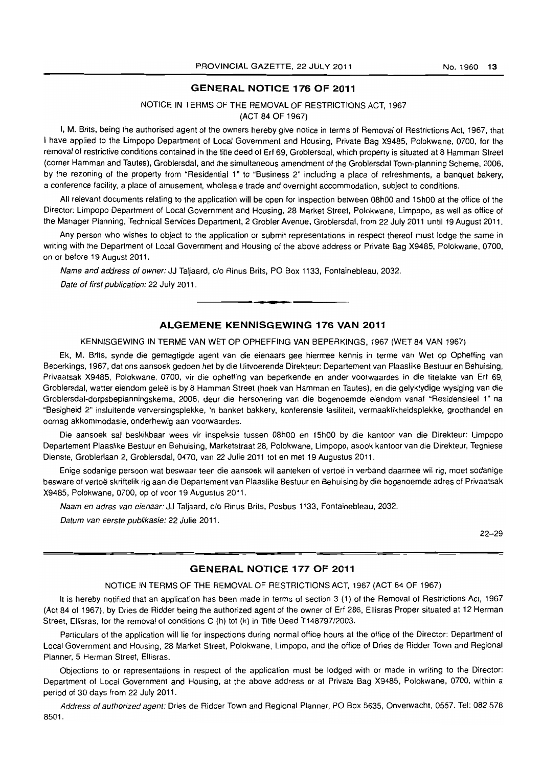## GENERAL NOTICE 176 OF 2011

NOTICE IN TERMS OF THE REMOVAL OF RESTRICTIONS ACT, 1967
(ACT 84 OF 1967)

I, M. Brits, being the authorised agent of the owners hereby give notice in terms of Removal of Restrictions Act, 1967, that I have applied to the Limpopo Department of Local Government and Housing, Private Bag X9485, Polokwane, 0700, for the removal of restrictive conditions contained in the title deed of Erf 69, Groblersdal, which property is situated at 8 Hamman Street (corner Hamman and Tautes), Groblersdal, and the simultaneous amendment of the Groblersdal Town-planning Scheme, 2006, by the rezoning of the property from "Residential 1" to "Business 2" including a place of refreshments, a banquet bakery, a conference facility, a place of amusement, wholesale trade and overnight accommodation, subject to conditions.

All relevant documents relating to the application will be open for inspection between 08h00 and 15h00 at the office of the Director: Limpopo Department of Local Government and Housing, 28 Market Street, Polokwane, Limpopo, as well as office of the Manager Planning, Technical Services Department, 2 Grobler Avenue, Groblersdal, from 22 July 2011 until 19 August 2011.

Any person who wishes to object to the application or submit representations in respect thereof must lodge the same in writing with the Department of Local Government and Housing of the above address or Private Bag X9485, Polokwane, 0700, on or before 19 August 2011.

*Name and address of owner:* JJ Taljaard, c/o Rinus Brits, PO Box 1133, Fontainebleau, 2032.

*Date of first publication:* 22 July 2011.

---

## ALGEMENE KENNISGEWING 176 VAN 2011

KENNISGEWING IN TERME VAN WET OP OPHEFFING VAN BEPERKINGS, 1967 (WET 84 VAN 1967)

Ek, M. Brits, synde die gemagtigde agent van die eienaars gee hiermee kennis in terme van Wet op Opheffing van Beperkings, 1967, dat ons aansoek gedoen het by die Uitvoerende Direkteur: Departement van Plaaslike Bestuur en Behuising, Privaatsak X9485, Polokwane, 0700, vir die opheffing van beperkende en ander voorwaardes in die titelakte van Erf 69, Groblersdal, watter eiendom geleë is by 8 Hamman Street (hoek van Hamman en Tautes), en die gelyktydige wysiging van die Groblersdal-dorpsbeplanningskema, 2006, deur die hersonering van die bogenoemde eiendom vanaf "Residensieel 1" na "Besigheid 2" insluitende verversingsplekke, 'n banket bakkery, konferensie fasiliteit, vermaaklikheidsplekke, groothandel en oornag akkommodasie, onderhewig aan voorwaardes.

Die aansoek sal beskikbaar wees vir inspeksie tussen 08h00 en 15h00 by die kantoor van die Direkteur: Limpopo Departement Plaaslike Bestuur en Behuising, Marketstraat 28, Polokwane, Limpopo, asook kantoor van die Direkteur, Tegniese Dienste, Groblerlaan 2, Groblersdal, 0470, van 22 Julie 2011 tot en met 19 Augustus 2011.

Enige sodanige persoon wat beswaar teen die aansoek wil aanteken of vertoë in verband daarmee wil rig, moet sodanige besware of vertoë skriftelik rig aan die Departement van Plaaslike Bestuur en Behuising by die bogenoemde adres of Privaatsak X9485, Polokwane, 0700, op of voor 19 Augustus 2011.

*Naam en adres van eienaar:* JJ Taljaard, c/o Rinus Brits, Posbus 1133, Fontainebleau, 2032.

*Datum van eerste publikasie:* 22 Julie 2011.

22–29

---

## GENERAL NOTICE 177 OF 2011

NOTICE IN TERMS OF THE REMOVAL OF RESTRICTIONS ACT, 1967 (ACT 84 OF 1967)

It is hereby notified that an application has been made in terms of section 3 (1) of the Removal of Restrictions Act, 1967 (Act 84 of 1967), by Dries de Ridder being the authorized agent of the owner of Erf 286, Ellisras Proper situated at 12 Herman Street, Ellisras, for the removal of conditions C (h) tot (k) in Title Deed T148797/2003.

Particulars of the application will lie for inspections during normal office hours at the office of the Director: Department of Local Government and Housing, 28 Market Street, Polokwane, Limpopo, and the office of Dries de Ridder Town and Regional Planner, 5 Herman Street, Ellisras.

Objections to or representations in respect of the application must be lodged with or made in writing to the Director: Department of Local Government and Housing, at the above address or at Private Bag X9485, Polokwane, 0700, within a period of 30 days from 22 July 2011.

*Address of authorized agent:* Dries de Ridder Town and Regional Planner, PO Box 5635, Onverwacht, 0557. Tel: 082 578 8501.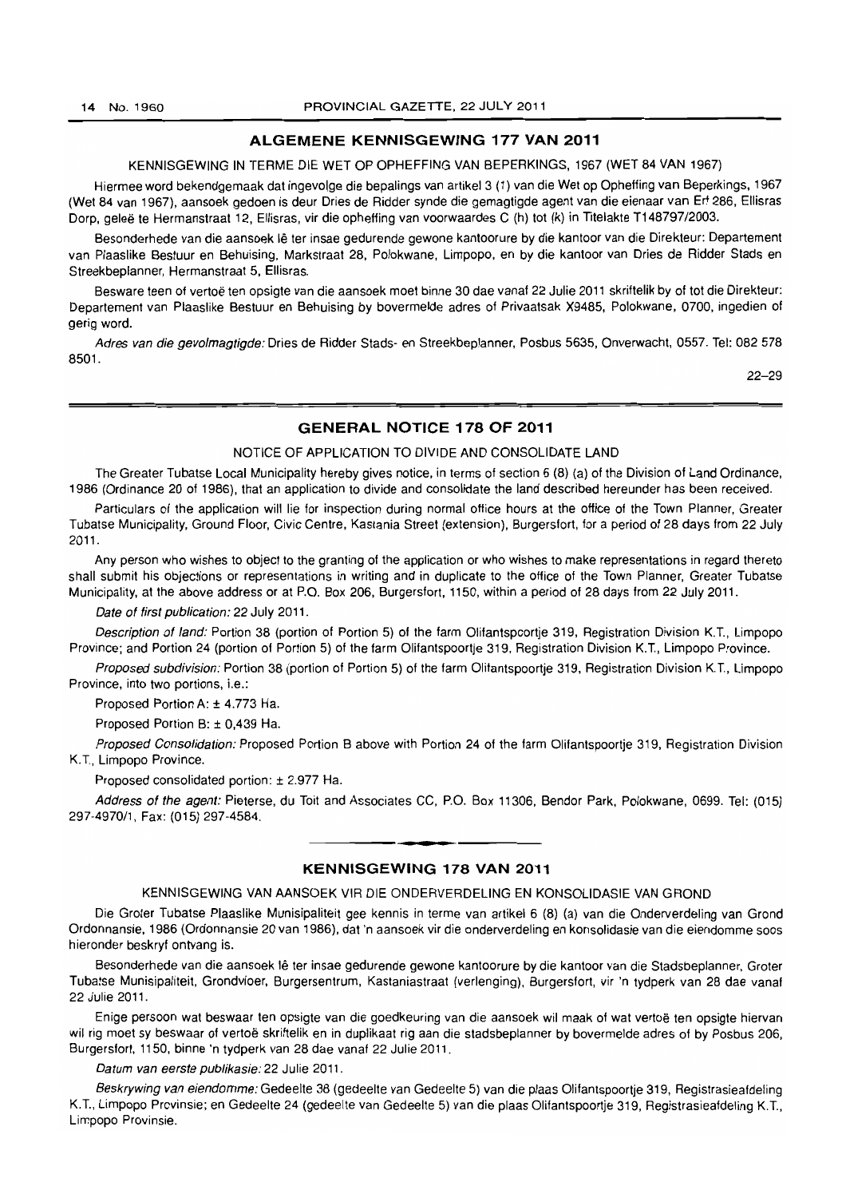## ALGEMENE KENNISGEWING 177 VAN 2011

KENNISGEWING IN TERME DIE WET OP OPHEFFING VAN BEPERKINGS, 1967 (WET 84 VAN 1967)

Hiermee word bekendgemaak dat ingevolge die bepalings van artikel 3 (1) van die Wet op Opheffing van Beperkings, 1967 (Wet 84 van 1967), aansoek gedoen is deur Dries de Ridder synde die gemagtigde agent van die eienaar van Erf 286, Ellisras Dorp, geleë te Hermanstraat 12, Ellisras, vir die opheffing van voorwaardes C (h) tot (k) in Titelakte T148797/2003.

Besonderhede van die aansoek lê ter insae gedurende gewone kantoorure by die kantoor van die Direkteur: Departement van Plaaslike Bestuur en Behuising, Markstraat 28, Polokwane, Limpopo, en by die kantoor van Dries de Ridder Stads en Streekbeplanner, Hermanstraat 5, Ellisras.

Besware teen of vertoë ten opsigte van die aansoek moet binne 30 dae vanaf 22 Julie 2011 skriftelik by of tot die Direkteur: Departement van Plaaslike Bestuur en Behuising by bovermelde adres of Privaatsak X9485, Polokwane, 0700, ingedien of gerig word.

*Adres van die gevolmagtigde:* Dries de Ridder Stads- en Streekbeplanner, Posbus 5635, Onverwacht, 0557. Tel: 082 578 8501.

22–29

## GENERAL NOTICE 178 OF 2011

NOTICE OF APPLICATION TO DIVIDE AND CONSOLIDATE LAND

The Greater Tubatse Local Municipality hereby gives notice, in terms of section 6 (8) (a) of the Division of Land Ordinance, 1986 (Ordinance 20 of 1986), that an application to divide and consolidate the land described hereunder has been received.

Particulars of the application will lie for inspection during normal office hours at the office of the Town Planner, Greater Tubatse Municipality, Ground Floor, Civic Centre, Kastania Street (extension), Burgersfort, for a period of 28 days from 22 July 2011.

Any person who wishes to object to the granting of the application or who wishes to make representations in regard thereto shall submit his objections or representations in writing and in duplicate to the office of the Town Planner, Greater Tubatse Municipality, at the above address or at P.O. Box 206, Burgersfort, 1150, within a period of 28 days from 22 July 2011.

*Date of first publication:* 22 July 2011.

*Description of land:* Portion 38 (portion of Portion 5) of the farm Olifantspoortje 319, Registration Division K.T., Limpopo Province; and Portion 24 (portion of Portion 5) of the farm Olifantspoortje 319, Registration Division K.T., Limpopo Province.

*Proposed subdivision:* Portion 38 (portion of Portion 5) of the farm Olifantspoortje 319, Registration Division K.T., Limpopo Province, into two portions, i.e.:

Proposed Portion A: ± 4.773 Ha.

Proposed Portion B: ± 0,439 Ha.

*Proposed Consolidation:* Proposed Portion B above with Portion 24 of the farm Olifantspoortje 319, Registration Division K.T., Limpopo Province.

Proposed consolidated portion: ± 2.977 Ha.

*Address of the agent:* Pieterse, du Toit and Associates CC, P.O. Box 11306, Bendor Park, Polokwane, 0699. Tel: (015) 297-4970/1, Fax: (015) 297-4584.

## KENNISGEWING 178 VAN 2011

KENNISGEWING VAN AANSOEK VIR DIE ONDERVERDELING EN KONSOLIDASIE VAN GROND

Die Groter Tubatse Plaaslike Munisipaliteit gee kennis in terme van artikel 6 (8) (a) van die Onderverdeling van Grond Ordonnansie, 1986 (Ordonnansie 20 van 1986), dat 'n aansoek vir die onderverdeling en konsolidasie van die eiendomme soos hieronder beskryf ontvang is.

Besonderhede van die aansoek lê ter insae gedurende gewone kantoorure by die kantoor van die Stadsbeplanner, Groter Tubatse Munisipaliteit, Grondvloer, Burgersentrum, Kastaniastraat (verlenging), Burgersfort, vir 'n tydperk van 28 dae vanaf 22 Julie 2011.

Enige persoon wat beswaar ten opsigte van die goedkeuring van die aansoek wil maak of wat vertoë ten opsigte hiervan wil rig moet sy beswaar of vertoë skriftelik en in duplikaat rig aan die stadsbeplanner by bovermelde adres of by Posbus 206, Burgersfort, 1150, binne 'n tydperk van 28 dae vanaf 22 Julie 2011.

*Datum van eerste publikasie:* 22 Julie 2011.

*Beskrywing van eiendomme:* Gedeelte 38 (gedeelte van Gedeelte 5) van die plaas Olifantspoortje 319, Registrasieafdeling K.T., Limpopo Provinsie; en Gedeelte 24 (gedeelte van Gedeelte 5) van die plaas Olifantspoortje 319, Registrasieafdeling K.T., Limpopo Provinsie.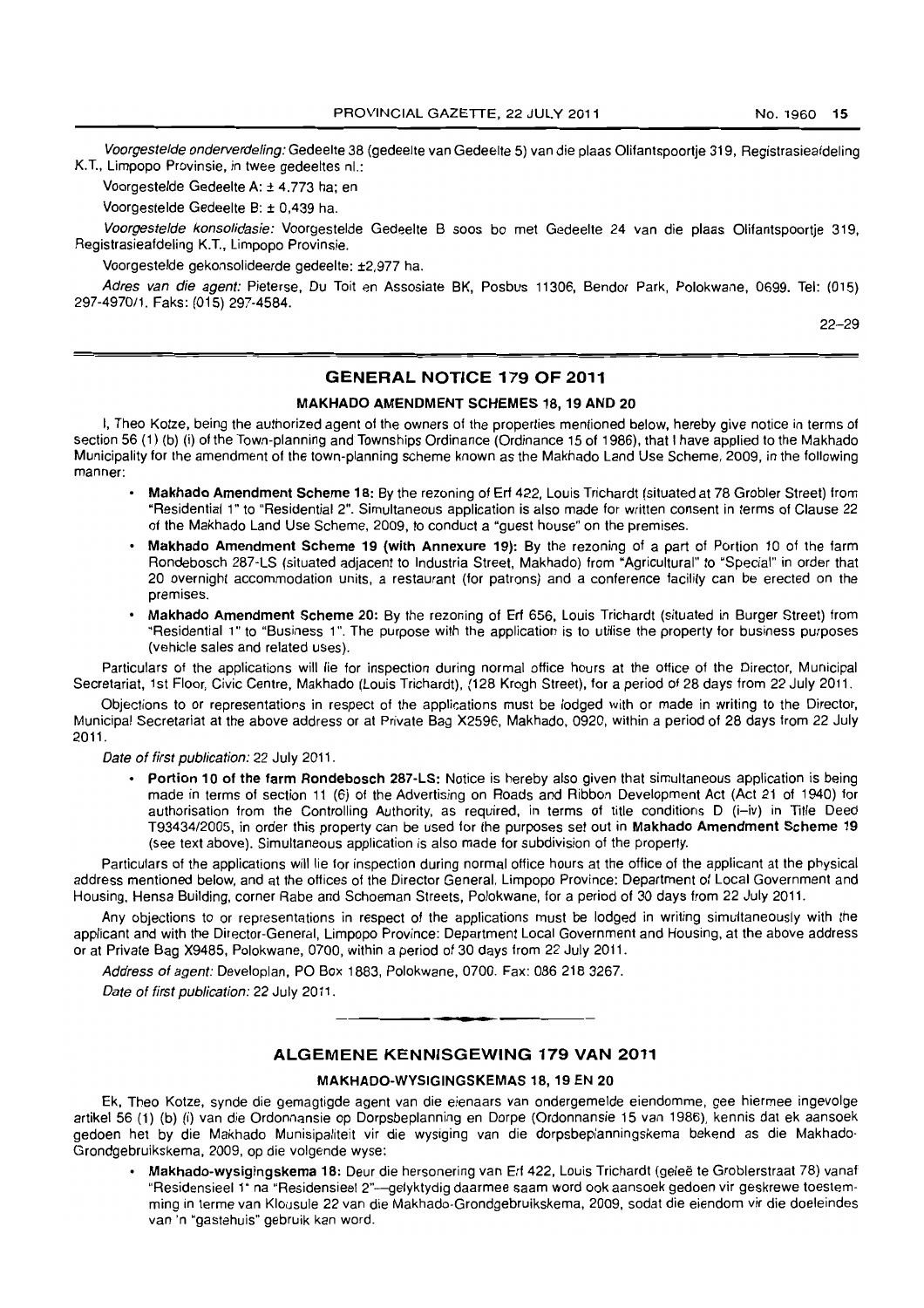*Voorgestelde onderverdeling:* Gedeelte 38 (gedeelte van Gedeelte 5) van die plaas Olifantspoortje 319, Registrasieafdeling K.T., Limpopo Provinsie, in twee gedeeltes nl.:

Voorgestelde Gedeelte A: ± 4.773 ha; en

Voorgestelde Gedeelte B: ± 0,439 ha.

*Voorgestelde konsolidasie:* Voorgestelde Gedeelte B soos bo met Gedeelte 24 van die plaas Olifantspoortje 319, Registrasieafdeling K.T., Limpopo Provinsie.

Voorgestelde gekonsolideerde gedeelte: ±2,977 ha.

*Adres van die agent:* Pieterse, Du Toit en Assosiate BK, Posbus 11306, Bendor Park, Polokwane, 0699. Tel: (015) 297-4970/1. Faks: (015) 297-4584.

22–29

## GENERAL NOTICE 179 OF 2011

### MAKHADO AMENDMENT SCHEMES 18, 19 AND 20

I, Theo Kotze, being the authorized agent of the owners of the properties mentioned below, hereby give notice in terms of section 56 (1) (b) (i) of the Town-planning and Townships Ordinance (Ordinance 15 of 1986), that I have applied to the Makhado Municipality for the amendment of the town-planning scheme known as the Makhado Land Use Scheme, 2009, in the following manner:

- **Makhado Amendment Scheme 18:** By the rezoning of Erf 422, Louis Trichardt (situated at 78 Grobler Street) from "Residential 1" to "Residential 2". Simultaneous application is also made for written consent in terms of Clause 22 of the Makhado Land Use Scheme, 2009, to conduct a "guest house" on the premises.
- **Makhado Amendment Scheme 19 (with Annexure 19):** By the rezoning of a part of Portion 10 of the farm Rondebosch 287-LS (situated adjacent to Industria Street, Makhado) from "Agricultural" to "Special" in order that 20 overnight accommodation units, a restaurant (for patrons) and a conference facility can be erected on the premises.
- **Makhado Amendment Scheme 20:** By the rezoning of Erf 656, Louis Trichardt (situated in Burger Street) from "Residential 1" to "Business 1". The purpose with the application is to utilise the property for business purposes (vehicle sales and related uses).

Particulars of the applications will lie for inspection during normal office hours at the office of the Director, Municipal Secretariat, 1st Floor, Civic Centre, Makhado (Louis Trichardt), (128 Krogh Street), for a period of 28 days from 22 July 2011.

Objections to or representations in respect of the applications must be lodged with or made in writing to the Director, Municipal Secretariat at the above address or at Private Bag X2596, Makhado, 0920, within a period of 28 days from 22 July 2011.

*Date of first publication:* 22 July 2011.

- **Portion 10 of the farm Rondebosch 287-LS:** Notice is hereby also given that simultaneous application is being made in terms of section 11 (6) of the Advertising on Roads and Ribbon Development Act (Act 21 of 1940) for authorisation from the Controlling Authority, as required, in terms of title conditions D (i–iv) in Title Deed T93434/2005, in order this property can be used for the purposes set out in **Makhado Amendment Scheme 19** (see text above). Simultaneous application is also made for subdivision of the property.

Particulars of the applications will lie for inspection during normal office hours at the office of the applicant at the physical address mentioned below, and at the offices of the Director General, Limpopo Province: Department of Local Government and Housing, Hensa Building, corner Rabe and Schoeman Streets, Polokwane, for a period of 30 days from 22 July 2011.

Any objections to or representations in respect of the applications must be lodged in writing simultaneously with the applicant and with the Director-General, Limpopo Province: Department Local Government and Housing, at the above address or at Private Bag X9485, Polokwane, 0700, within a period of 30 days from 22 July 2011.

*Address of agent:* Developlan, PO Box 1883, Polokwane, 0700. Fax: 086 218 3267.

*Date of first publication:* 22 July 2011.

## ALGEMENE KENNISGEWING 179 VAN 2011

### MAKHADO-WYSIGINGSKEMAS 18, 19 EN 20

Ek, Theo Kotze, synde die gemagtigde agent van die eienaars van ondergemelde eiendomme, gee hiermee ingevolge artikel 56 (1) (b) (i) van die Ordonnansie op Dorpsbeplanning en Dorpe (Ordonnansie 15 van 1986), kennis dat ek aansoek gedoen het by die Makhado Munisipaliteit vir die wysiging van die dorpsbeplanningskema bekend as die Makhado-Grondgebruikskema, 2009, op die volgende wyse:

- **Makhado-wysigingskema 18:** Deur die hersonering van Erf 422, Louis Trichardt (geleë te Groblerstraat 78) vanaf "Residensieel 1" na "Residensieel 2"—gelyktydig daarmee saam word ook aansoek gedoen vir geskrewe toestemming in terme van Klousule 22 van die Makhado-Grondgebruikskema, 2009, sodat die eiendom vir die doeleindes van 'n "gastehuis" gebruik kan word.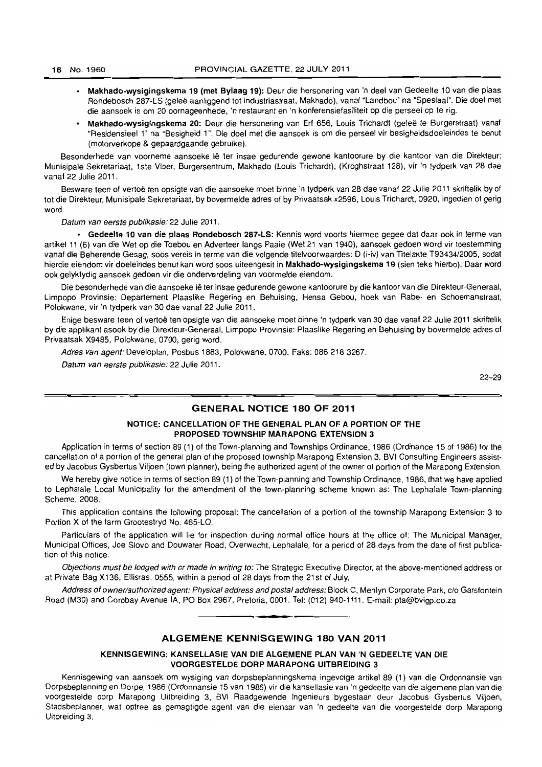- **Makhado-wysigingskema 19 (met Bylaag 19):** Deur die hersonering van 'n deel van Gedeelte 10 van die plaas Rondebosch 287-LS (geleë aanliggend tot Industriastraat, Makhado), vanaf "Landbou" na "Spesiaal". Die doel met die aansoek is om 20 oornageenhede, 'n restaurant en 'n konferensiefasiliteit op die perseel op te rig.
- **Makhado-wysigingskema 20:** Deur die hersonering van Erf 656, Louis Trichardt (geleë te Burgerstraat) vanaf "Residensieel 1" na "Besigheid 1". Die doel met die aansoek is om die perseel vir besigheidsdoeleindes te benut (motorverkope & gepaardgaande gebruike).

Besonderhede van voorneme aansoeke lê ter insae gedurende gewone kantoorure by die kantoor van die Direkteur: Munisipale Sekretariaat, 1ste Vloer, Burgersentrum, Makhado (Louis Trichardt), (Kroghstraat 128), vir 'n tydperk van 28 dae vanaf 22 Julie 2011.

Besware teen of vertoë ten opsigte van die aansoeke moet binne 'n tydperk van 28 dae vanaf 22 Julie 2011 skriftelik by of tot die Direkteur, Munisipale Sekretariaat, by bovermelde adres of by Privaatsak x2596, Louis Trichardt, 0920, ingedien of gerig word.

*Datum van eerste publikasie:* 22 Julie 2011.

- **Gedeelte 10 van die plaas Rondebosch 287-LS:** Kennis word voorts hiermee gegee dat daar ook in terme van artikel 11 (6) van die Wet op die Toebou en Adverteer langs Paaie (Wet 21 van 1940), aansoek gedoen word vir toestemming vanaf die Beherende Gesag, soos vereis in terme van die volgende titelvoorwaardes: D (i-iv) van Titelakte T93434/2005, sodat hierdie eiendom vir doeleindes benut kan word soos uiteengesit in **Makhado-wysigingskema 19** (sien teks hierbo). Daar word ook gelyktydig aansoek gedoen vir die onderverdeling van voormelde eiendom.

Die besonderhede van die aansoeke lê ter insae gedurende gewone kantoorure by die kantoor van die Direkteur-Generaal, Limpopo Provinsie: Departement Plaaslike Regering en Behuising, Hensa Gebou, hoek van Rabe- en Schoemanstraat, Polokwane, vir 'n tydperk van 30 dae vanaf 22 Julie 2011.

Enige besware teen of vertoë ten opsigte van die aansoeke moet binne 'n tydperk van 30 dae vanaf 22 Julie 2011 skriftelik by die applikant asook by die Direkteur-Generaal, Limpopo Provinsie: Plaaslike Regering en Behuising by bovermelde adres of Privaatsak X9485, Polokwane, 0700, gerig word.

*Adres van agent:* Developlan, Posbus 1883, Polokwane, 0700. Faks: 086 218 3267.

*Datum van eerste publikasie:* 22 Julie 2011.

22–29

## GENERAL NOTICE 180 OF 2011

### NOTICE: CANCELLATION OF THE GENERAL PLAN OF A PORTION OF THE PROPOSED TOWNSHIP MARAPONG EXTENSION 3

Application in terms of section 89 (1) of the Town-planning and Townships Ordinance, 1986 (Ordinance 15 of 1986) for the cancellation of a portion of the general plan of the proposed township Marapong Extension 3. BVI Consulting Engineers assisted by Jacobus Gysbertus Viljoen (town planner), being the authorized agent of the owner of portion of the Marapong Extension.

We hereby give notice in terms of section 89 (1) of the Town-planning and Township Ordinance, 1986, that we have applied to Lephalale Local Municipality for the amendment of the town-planning scheme known as: The Lephalale Town-planning Scheme, 2008.

This application contains the following proposal: The cancellation of a portion of the township Marapong Extension 3 to Portion X of the farm Grootestryd No. 465-LQ.

Particulars of the application will lie for inspection during normal office hours at the office of: The Municipal Manager, Municipal Offices, Joe Slovo and Douwater Road, Overwacht, Lephalale, for a period of 28 days from the date of first publication of this notice.

*Objections must be lodged with or made in writing to:* The Strategic Executive Director, at the above-mentioned address or at Private Bag X136, Ellisras, 0555, within a period of 28 days from the 21st of July.

*Address of owner/authorized agent: Physical address and postal address:* Block C, Menlyn Corporate Park, c/o Garsfontein Road (M30) and Corobay Avenue IA, PO Box 2967, Pretoria, 0001. Tel: (012) 940-1111. E-mail: pta@bvigp.co.za

## ALGEMENE KENNISGEWING 180 VAN 2011

### KENNISGEWING: KANSELLASIE VAN DIE ALGEMENE PLAN VAN 'N GEDEELTE VAN DIE VOORGESTELDE DORP MARAPONG UITBREIDING 3

Kennisgewing van aansoek om wysiging van dorpsbeplanningskema ingevolge artikel 89 (1) van die Ordonnansie van Dorpsbeplanning en Dorpe, 1986 (Ordonnansie 15 van 1986) vir die kansellasie van 'n gedeelte van die algemene plan van die voorgestelde dorp Marapong Uitbreiding 3, BVI Raadgewende Ingenieurs bygestaan deur Jacobus Gysbertus Viljoen, Stadsbeplanner, wat optree as gemagtigde agent van die eienaar van 'n gedeelte van die voorgestelde dorp Marapong Uitbreiding 3.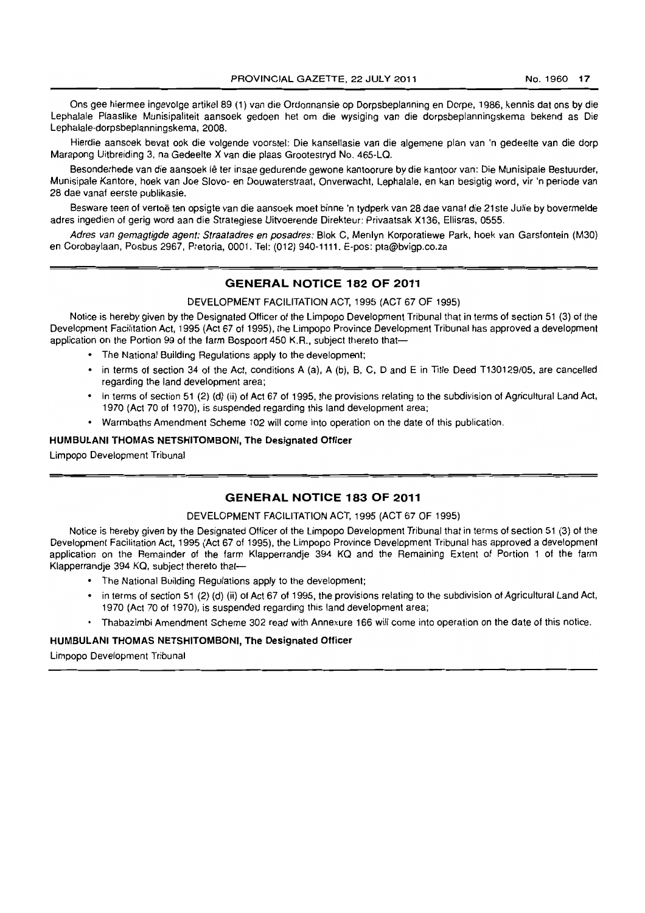Ons gee hiermee ingevolge artikel 89 (1) van die Ordonnansie op Dorpsbeplanning en Dorpe, 1986, kennis dat ons by die Lephalale Plaaslike Munisipaliteit aansoek gedoen het om die wysiging van die dorpsbeplanningskema bekend as Die Lephalale-dorpsbeplanningskema, 2008.

Hierdie aansoek bevat ook die volgende voorstel: Die kansellasie van die algemene plan van 'n gedeelte van die dorp Marapong Uitbreiding 3, na Gedeelte X van die plaas Grootestryd No. 465-LQ.

Besonderhede van die aansoek lê ter insae gedurende gewone kantoorure by die kantoor van: Die Munisipale Bestuurder, Munisipale Kantore, hoek van Joe Slovo- en Douwaterstraat, Onverwacht, Lephalale, en kan besigtig word, vir 'n periode van 28 dae vanaf eerste publikasie.

Besware teen of vertoë ten opsigte van die aansoek moet binne 'n tydperk van 28 dae vanaf die 21ste Julie by bovermelde adres ingedien of gerig word aan die Strategiese Uitvoerende Direkteur: Privaatsak X136, Ellisras, 0555.

*Adres van gemagtigde agent: Straatadres en posadres:* Blok C, Menlyn Korporatiewe Park, hoek van Garsfontein (M30) en Corobaylaan, Posbus 2967, Pretoria, 0001. Tel: (012) 940-1111. E-pos: pta@bvigp.co.za

## GENERAL NOTICE 182 OF 2011

DEVELOPMENT FACILITATION ACT, 1995 (ACT 67 OF 1995)

Notice is hereby given by the Designated Officer of the Limpopo Development Tribunal that in terms of section 51 (3) of the Development Facilitation Act, 1995 (Act 67 of 1995), the Limpopo Province Development Tribunal has approved a development application on the Portion 99 of the farm Bospoort 450 K.R., subject thereto that—

- The National Building Regulations apply to the development;
- in terms of section 34 of the Act, conditions A (a), A (b), B, C, D and E in Title Deed T130129/05, are cancelled regarding the land development area;
- in terms of section 51 (2) (d) (ii) of Act 67 of 1995, the provisions relating to the subdivision of Agricultural Land Act, 1970 (Act 70 of 1970), is suspended regarding this land development area;
- Warmbaths Amendment Scheme 102 will come into operation on the date of this publication.

**HUMBULANI THOMAS NETSHITOMBONI, The Designated Officer**

Limpopo Development Tribunal

## GENERAL NOTICE 183 OF 2011

DEVELOPMENT FACILITATION ACT, 1995 (ACT 67 OF 1995)

Notice is hereby given by the Designated Officer of the Limpopo Development Tribunal that in terms of section 51 (3) of the Development Facilitation Act, 1995 (Act 67 of 1995), the Limpopo Province Development Tribunal has approved a development application on the Remainder of the farm Klapperrandje 394 KQ and the Remaining Extent of Portion 1 of the farm Klapperrandje 394 KQ, subject thereto that—

- The National Building Regulations apply to the development;
- in terms of section 51 (2) (d) (ii) of Act 67 of 1995, the provisions relating to the subdivision of Agricultural Land Act, 1970 (Act 70 of 1970), is suspended regarding this land development area;
- Thabazimbi Amendment Scheme 302 read with Annexure 166 will come into operation on the date of this notice.

**HUMBULANI THOMAS NETSHITOMBONI, The Designated Officer**

Limpopo Development Tribunal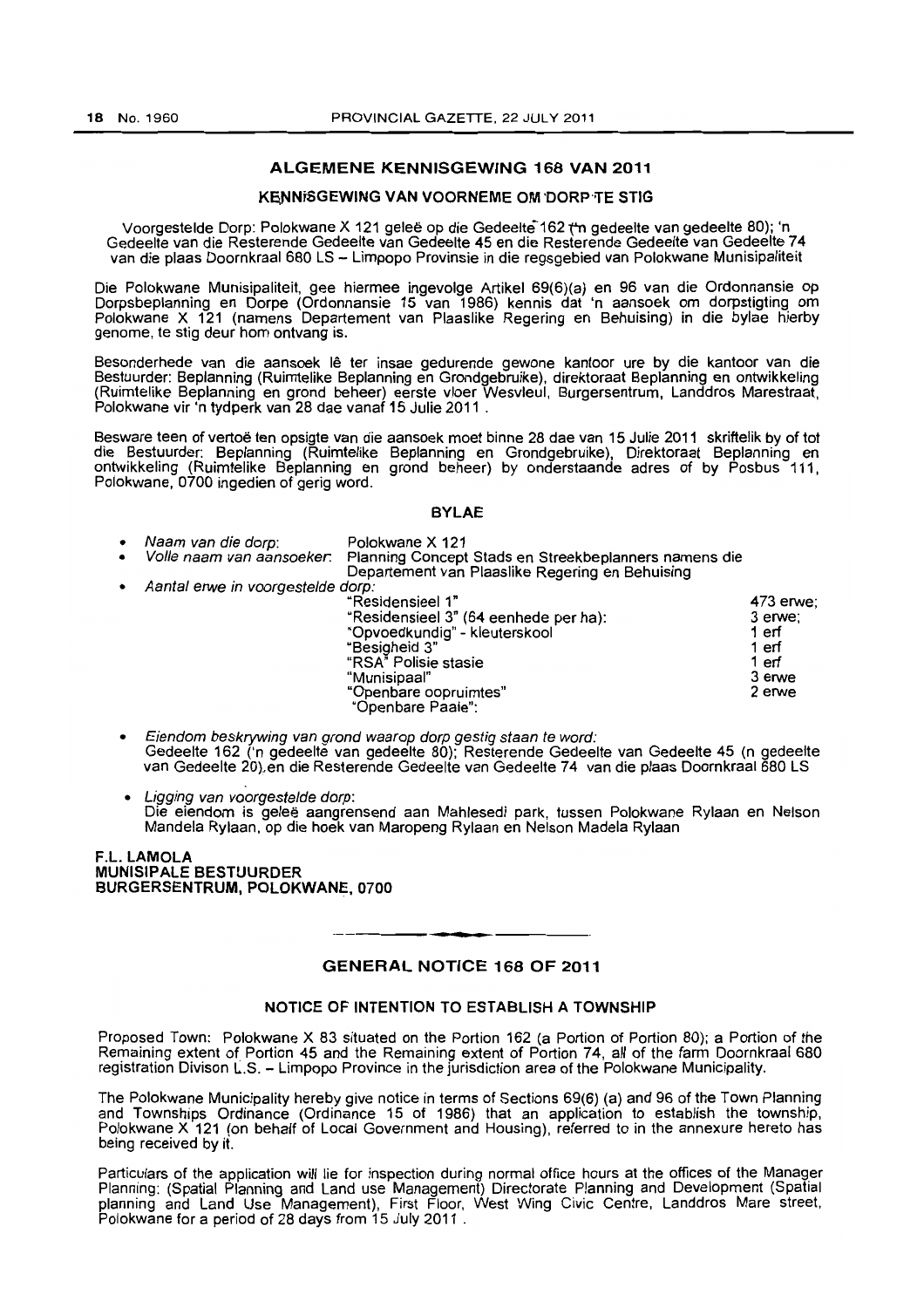## ALGEMENE KENNISGEWING 168 VAN 2011

### KENNISGEWING VAN VOORNEME OM DORP TE STIG

Voorgestelde Dorp: Polokwane X 121 geleë op die Gedeelte 162 ('n gedeelte van gedeelte 80); 'n Gedeelte van die Resterende Gedeelte van Gedeelte 45 en die Resterende Gedeelte van Gedeelte 74 van die plaas Doornkraal 680 LS – Limpopo Provinsie in die regsgebied van Polokwane Munisipaliteit

Die Polokwane Munisipaliteit, gee hiermee ingevolge Artikel 69(6)(a) en 96 van die Ordonnansie op Dorpsbeplanning en Dorpe (Ordonnansie 15 van 1986) kennis dat 'n aansoek om dorpstigting om Polokwane X 121 (namens Departement van Plaaslike Regering en Behuising) in die bylae hierby genome, te stig deur hom ontvang is.

Besonderhede van die aansoek lê ter insae gedurende gewone kantoor ure by die kantoor van die Bestuurder: Beplanning (Ruimtelike Beplanning en Grondgebruike), direktoraat Beplanning en ontwikkeling (Ruimtelike Beplanning en grond beheer) eerste vloer Wesvleul, Burgersentrum, Landdros Marestraat, Polokwane vir 'n tydperk van 28 dae vanaf 15 Julie 2011 .

Besware teen of vertoë ten opsigte van die aansoek moet binne 28 dae van 15 Julie 2011 skriftelik by of tot die Bestuurder: Beplanning (Ruimtelike Beplanning en Grondgebruike), Direktoraat Beplanning en ontwikkeling (Ruimtelike Beplanning en grond beheer) by onderstaande adres of by Posbus 111, Polokwane, 0700 ingedien of gerig word.

#### BYLAE

- *Naam van die dorp*: Polokwane X 121
- *Volle naam van aansoeker*: Planning Concept Stads en Streekbeplanners namens die Departement van Plaaslike Regering en Behuising
- *Aantal erwe in voorgestelde dorp*:

| | |
|---|---|
| "Residensieel 1" | 473 erwe; |
| "Residensieel 3" (64 eenhede per ha): | 3 erwe; |
| "Opvoedkundig" - kleuterskool | 1 erf |
| "Besigheid 3" | 1 erf |
| "RSA" Polisie stasie | 1 erf |
| "Munisipaal" | 3 erwe |
| "Openbare oopruimtes" | 2 erwe |
| "Openbare Paaie": | |

- *Eiendom beskrywing van grond waarop dorp gestig staan te word*:
  Gedeelte 162 ('n gedeelte van gedeelte 80); Resterende Gedeelte van Gedeelte 45 (n gedeelte van Gedeelte 20),en die Resterende Gedeelte van Gedeelte 74 van die plaas Doornkraal 680 LS
- *Ligging van voorgestelde dorp*:
  Die eiendom is geleë aangrensend aan Mahlesedi park, tussen Polokwane Rylaan en Nelson Mandela Rylaan, op die hoek van Maropeng Rylaan en Nelson Madela Rylaan

**F.L. LAMOLA**
**MUNISIPALE BESTUURDER**
**BURGERSENTRUM, POLOKWANE, 0700**

---

## GENERAL NOTICE 168 OF 2011

### NOTICE OF INTENTION TO ESTABLISH A TOWNSHIP

Proposed Town: Polokwane X 83 situated on the Portion 162 (a Portion of Portion 80); a Portion of the Remaining extent of Portion 45 and the Remaining extent of Portion 74, all of the farm Doornkraal 680 registration Divison L.S. – Limpopo Province in the jurisdiction area of the Polokwane Municipality.

The Polokwane Municipality hereby give notice in terms of Sections 69(6) (a) and 96 of the Town Planning and Townships Ordinance (Ordinance 15 of 1986) that an application to establish the township, Polokwane X 121 (on behalf of Local Government and Housing), referred to in the annexure hereto has being received by it.

Particulars of the application will lie for inspection during normal office hours at the offices of the Manager Planning: (Spatial Planning and Land use Management) Directorate Planning and Development (Spatial planning and Land Use Management), First Floor, West Wing Civic Centre, Landdros Mare street, Polokwane for a period of 28 days from 15 July 2011 .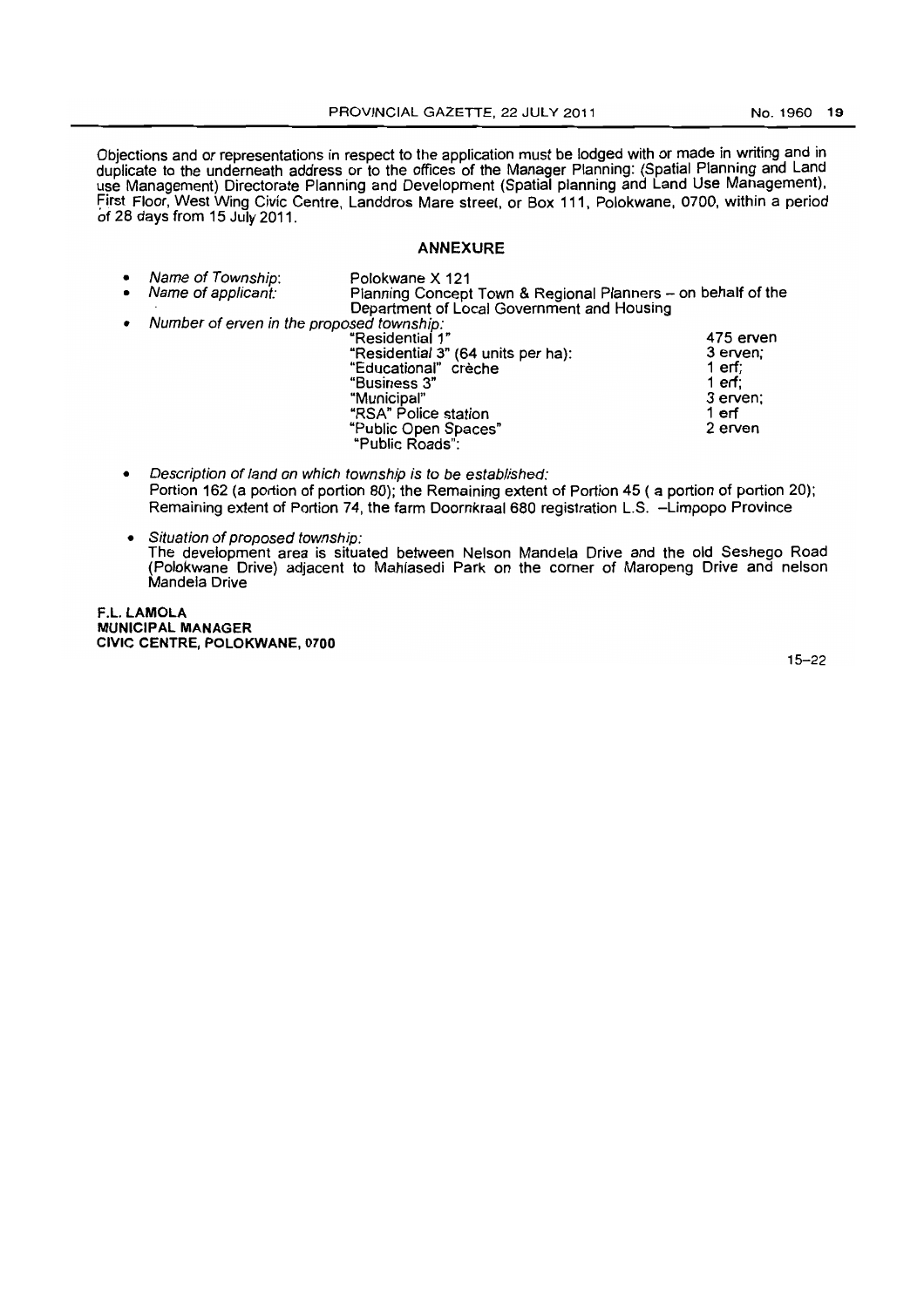Objections and or representations in respect to the application must be lodged with or made in writing and in duplicate to the underneath address or to the offices of the Manager Planning: (Spatial Planning and Land use Management) Directorate Planning and Development (Spatial planning and Land Use Management), First Floor, West Wing Civic Centre, Landdros Mare street, or Box 111, Polokwane, 0700, within a period of 28 days from 15 July 2011.

## ANNEXURE

- *Name of Township*: Polokwane X 121
- *Name of applicant*: Planning Concept Town & Regional Planners – on behalf of the Department of Local Government and Housing
- *Number of erven in the proposed township*:

| | |
|---|---|
| "Residential 1" | 475 erven |
| "Residential 3" (64 units per ha): | 3 erven; |
| "Educational" crèche | 1 erf; |
| "Business 3" | 1 erf; |
| "Municipal" | 3 erven; |
| "RSA" Police station | 1 erf |
| "Public Open Spaces" | 2 erven |
| "Public Roads": | |

- *Description of land on which township is to be established*: Portion 162 (a portion of portion 80); the Remaining extent of Portion 45 ( a portion of portion 20); Remaining extent of Portion 74, the farm Doornkraal 680 registration L.S. –Limpopo Province
- *Situation of proposed township*: The development area is situated between Nelson Mandela Drive and the old Seshego Road (Polokwane Drive) adjacent to Mahlasedi Park on the corner of Maropeng Drive and nelson Mandela Drive

**F.L. LAMOLA**
**MUNICIPAL MANAGER**
**CIVIC CENTRE, POLOKWANE, 0700**

15–22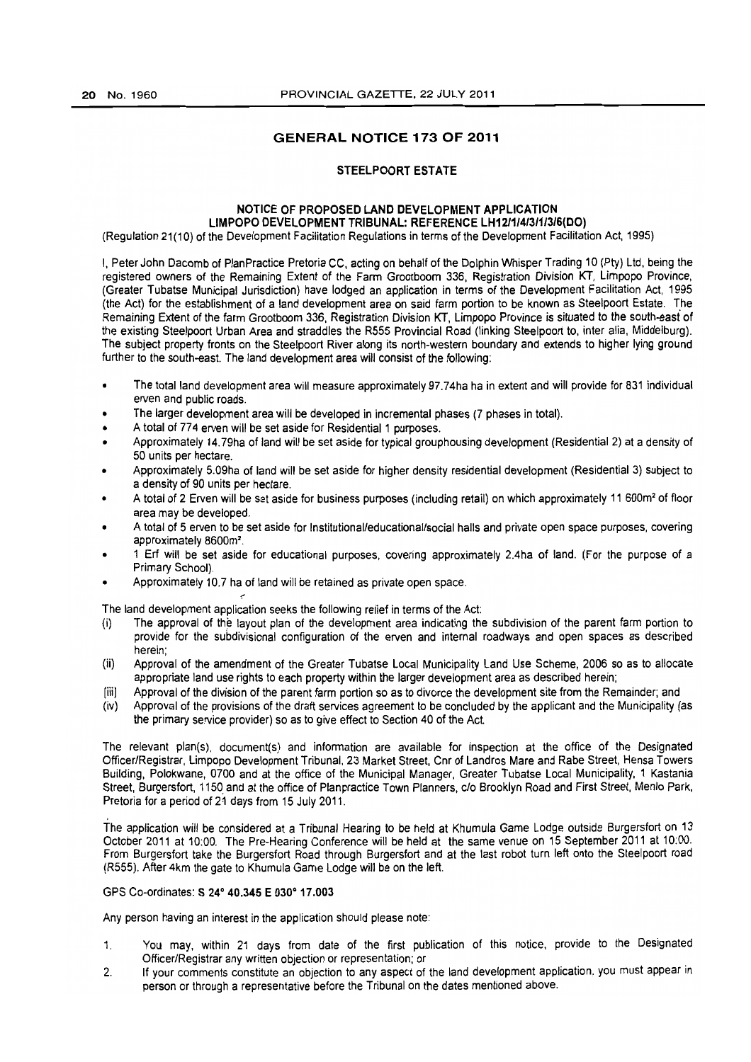## GENERAL NOTICE 173 OF 2011

### STEELPOORT ESTATE

### NOTICE OF PROPOSED LAND DEVELOPMENT APPLICATION LIMPOPO DEVELOPMENT TRIBUNAL: REFERENCE LH12/1/4/3/1/3/6(DO)

(Regulation 21(10) of the Development Facilitation Regulations in terms of the Development Facilitation Act, 1995)

I, Peter John Dacomb of PlanPractice Pretoria CC, acting on behalf of the Dolphin Whisper Trading 10 (Pty) Ltd, being the registered owners of the Remaining Extent of the Farm Grootboom 336, Registration Division KT, Limpopo Province, (Greater Tubatse Municipal Jurisdiction) have lodged an application in terms of the Development Facilitation Act, 1995 (the Act) for the establishment of a land development area on said farm portion to be known as Steelpoort Estate. The Remaining Extent of the farm Grootboom 336, Registration Division KT, Limpopo Province is situated to the south-east of the existing Steelpoort Urban Area and straddles the R555 Provincial Road (linking Steelpoort to, inter alia, Middelburg). The subject property fronts on the Steelpoort River along its north-western boundary and extends to higher lying ground further to the south-east. The land development area will consist of the following:

- The total land development area will measure approximately 97.74ha ha in extent and will provide for 831 individual erven and public roads.
- The larger development area will be developed in incremental phases (7 phases in total).
- A total of 774 erven will be set aside for Residential 1 purposes.
- Approximately 14.79ha of land will be set aside for typical grouphousing development (Residential 2) at a density of 50 units per hectare.
- Approximately 5.09ha of land will be set aside for higher density residential development (Residential 3) subject to a density of 90 units per hectare.
- A total of 2 Erven will be set aside for business purposes (including retail) on which approximately 11 600m² of floor area may be developed.
- A total of 5 erven to be set aside for Institutional/educational/social halls and private open space purposes, covering approximately 8600m².
- 1 Erf will be set aside for educational purposes, covering approximately 2.4ha of land. (For the purpose of a Primary School).
- Approximately 10.7 ha of land will be retained as private open space.

The land development application seeks the following relief in terms of the Act:

(i) The approval of the layout plan of the development area indicating the subdivision of the parent farm portion to provide for the subdivisional configuration of the erven and internal roadways and open spaces as described herein;

(ii) Approval of the amendment of the Greater Tubatse Local Municipality Land Use Scheme, 2006 so as to allocate appropriate land use rights to each property within the larger development area as described herein;

(iii) Approval of the division of the parent farm portion so as to divorce the development site from the Remainder; and

(iv) Approval of the provisions of the draft services agreement to be concluded by the applicant and the Municipality (as the primary service provider) so as to give effect to Section 40 of the Act.

The relevant plan(s), document(s) and information are available for inspection at the office of the Designated Officer/Registrar, Limpopo Development Tribunal, 23 Market Street, Cnr of Landros Mare and Rabe Street, Hensa Towers Building, Polokwane, 0700 and at the office of the Municipal Manager, Greater Tubatse Local Municipality, 1 Kastania Street, Burgersfort, 1150 and at the office of Planpractice Town Planners, c/o Brooklyn Road and First Street, Menlo Park, Pretoria for a period of 21 days from 15 July 2011.

The application will be considered at a Tribunal Hearing to be held at Khumula Game Lodge outside Burgersfort on 13 October 2011 at 10:00. The Pre-Hearing Conference will be held at the same venue on 15 September 2011 at 10:00. From Burgersfort take the Burgersfort Road through Burgersfort and at the last robot turn left onto the Steelpoort road (R555). After 4km the gate to Khumula Game Lodge will be on the left.

GPS Co-ordinates: **S 24° 40.345 E 030° 17.003**

Any person having an interest in the application should please note:

1. You may, within 21 days from date of the first publication of this notice, provide to the Designated Officer/Registrar any written objection or representation; or
2. If your comments constitute an objection to any aspect of the land development application, you must appear in person or through a representative before the Tribunal on the dates mentioned above.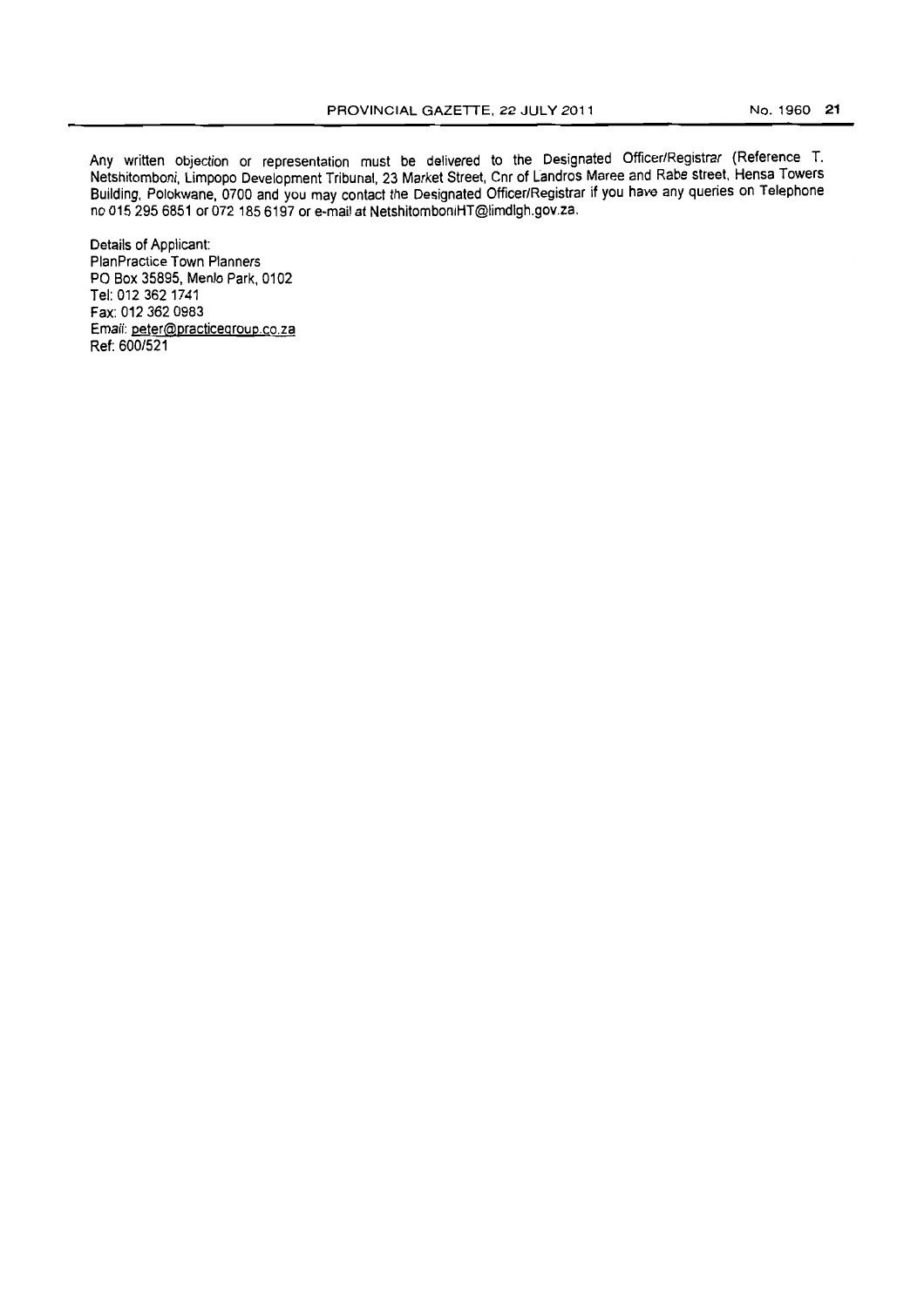Any written objection or representation must be delivered to the Designated Officer/Registrar (Reference T. Netshitomboni, Limpopo Development Tribunal, 23 Market Street, Cnr of Landros Maree and Rabe street, Hensa Towers Building, Polokwane, 0700 and you may contact the Designated Officer/Registrar if you have any queries on Telephone no 015 295 6851 or 072 185 6197 or e-mail at NetshitomboniHT@limdlgh.gov.za.

Details of Applicant:
PlanPractice Town Planners
PO Box 35895, Menlo Park, 0102
Tel: 012 362 1741
Fax: 012 362 0983
Email: peter@practicegroup.co.za
Ref: 600/521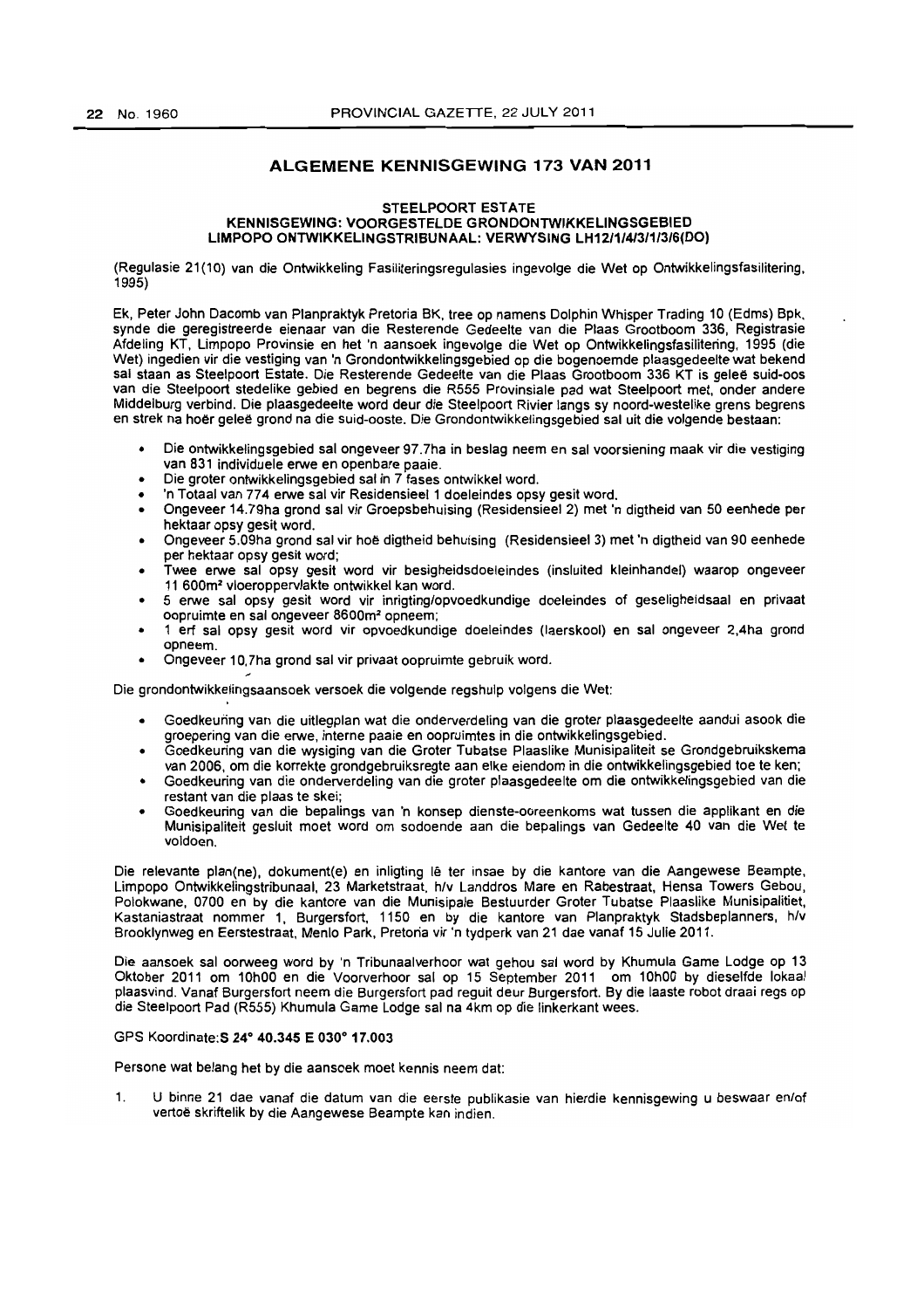## ALGEMENE KENNISGEWING 173 VAN 2011

### STEELPOORT ESTATE
### KENNISGEWING: VOORGESTELDE GRONDONTWIKKELINGSGEBIED
### LIMPOPO ONTWIKKELINGSTRIBUNAAL: VERWYSING LH12/1/4/3/1/3/6(DO)

(Regulasie 21(10) van die Ontwikkeling Fasiliteringsregulasies ingevolge die Wet op Ontwikkelingsfasilitering, 1995)

Ek, Peter John Dacomb van Planpraktyk Pretoria BK, tree op namens Dolphin Whisper Trading 10 (Edms) Bpk, synde die geregistreerde eienaar van die Resterende Gedeelte van die Plaas Grootboom 336, Registrasie Afdeling KT, Limpopo Provinsie en het 'n aansoek ingevolge die Wet op Ontwikkelingsfasilitering, 1995 (die Wet) ingedien vir die vestiging van 'n Grondontwikkelingsgebied op die bogenoemde plaasgedeelte wat bekend sal staan as Steelpoort Estate. Die Resterende Gedeelte van die Plaas Grootboom 336 KT is geleë suid-oos van die Steelpoort stedelike gebied en begrens die R555 Provinsiale pad wat Steelpoort met, onder andere Middelburg verbind. Die plaasgedeelte word deur die Steelpoort Rivier langs sy noord-westelike grens begrens en strek na hoër geleë grond na die suid-ooste. Die Grondontwikkelingsgebied sal uit die volgende bestaan:

- Die ontwikkelingsgebied sal ongeveer 97.7ha in beslag neem en sal voorsiening maak vir die vestiging van 831 individuele erwe en openbare paaie.
- Die groter ontwikkelingsgebied sal in 7 fases ontwikkel word.
- 'n Totaal van 774 erwe sal vir Residensieel 1 doeleindes opsy gesit word.
- Ongeveer 14.79ha grond sal vir Groepsbehuising (Residensieel 2) met 'n digtheid van 50 eenhede per hektaar opsy gesit word.
- Ongeveer 5.09ha grond sal vir hoë digtheid behuising (Residensieel 3) met 'n digtheid van 90 eenhede per hektaar opsy gesit word;
- Twee erwe sal opsy gesit word vir besigheidsdoeleindes (insluited kleinhandel) waarop ongeveer 11 600m² vloeroppervlakte ontwikkel kan word.
- 5 erwe sal opsy gesit word vir inrigting/opvoedkundige doeleindes of geselligheidsaal en privaat oopruimte en sal ongeveer 8600m² opneem;
- 1 erf sal opsy gesit word vir opvoedkundige doeleindes (laerskool) en sal ongeveer 2,4ha grond opneem.
- Ongeveer 10,7ha grond sal vir privaat oopruimte gebruik word.

Die grondontwikkelingsaansoek versoek die volgende regshulp volgens die Wet:

- Goedkeuring van die uitlegplan wat die onderverdeling van die groter plaasgedeelte aandui asook die groepering van die erwe, interne paaie en oopruimtes in die ontwikkelingsgebied.
- Goedkeuring van die wysiging van die Groter Tubatse Plaaslike Munisipaliteit se Grondgebruikskema van 2006, om die korrekte grondgebruiksregte aan elke eiendom in die ontwikkelingsgebied toe te ken;
- Goedkeuring van die onderverdeling van die groter plaasgedeelte om die ontwikkelingsgebied van die restant van die plaas te skei;
- Goedkeuring van die bepalings van 'n konsep dienste-ooreenkoms wat tussen die applikant en die Munisipaliteit gesluit moet word om sodoende aan die bepalings van Gedeelte 40 van die Wet te voldoen.

Die relevante plan(ne), dokument(e) en inligting lê ter insae by die kantore van die Aangewese Beampte, Limpopo Ontwikkelingstribunaal, 23 Marketstraat, h/v Landdros Mare en Rabestraat, Hensa Towers Gebou, Polokwane, 0700 en by die kantore van die Munisipale Bestuurder Groter Tubatse Plaaslike Munisipalitiet, Kastaniastraat nommer 1, Burgersfort, 1150 en by die kantore van Planpraktyk Stadsbeplanners, h/v Brooklynweg en Eerstestraat, Menlo Park, Pretoria vir 'n tydperk van 21 dae vanaf 15 Julie 2011.

Die aansoek sal oorweeg word by 'n Tribunaalverhoor wat gehou sal word by Khumula Game Lodge op 13 Oktober 2011 om 10h00 en die Voorverhoor sal op 15 September 2011 om 10h00 by dieselfde lokaal plaasvind. Vanaf Burgersfort neem die Burgersfort pad reguit deur Burgersfort. By die laaste robot draai regs op die Steelpoort Pad (R555) Khumula Game Lodge sal na 4km op die linkerkant wees.

GPS Koordinate:**S 24° 40.345 E 030° 17.003**

Persone wat belang het by die aansoek moet kennis neem dat:

1. U binne 21 dae vanaf die datum van die eerste publikasie van hierdie kennisgewing u beswaar en/of vertoë skriftelik by die Aangewese Beampte kan indien.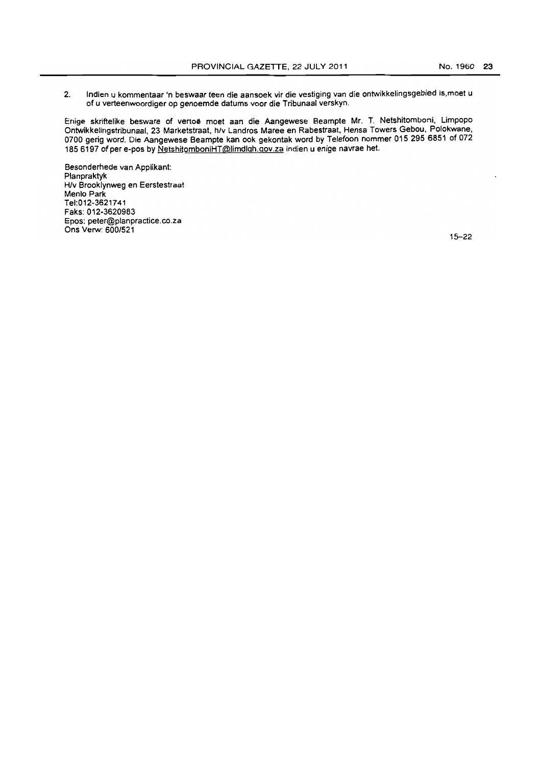2. Indien u kommentaar 'n beswaar teen die aansoek vir die vestiging van die ontwikkelingsgebied is, moet u of u verteenwoordiger op genoemde datums voor die Tribunaal verskyn.

Enige skriftelike besware of vertoë moet aan die Aangewese Beampte Mr. T. Netshitomboni, Limpopo Ontwikkelingstribunaal, 23 Marketstraat, h/v Landros Maree en Rabestraat, Hensa Towers Gebou, Polokwane, 0700 gerig word. Die Aangewese Beampte kan ook gekontak word by Telefoon nommer 015 295 6851 of 072 185 6197 of per e-pos by NetshitomboniHT@limdlgh.gov.za indien u enige navrae het.

Besonderhede van Applikant:
Planpraktyk
H/v Brooklynweg en Eerstestraat
Menlo Park
Tel:012-3621741
Faks: 012-3620983
Epos: peter@planpractice.co.za
Ons Verw: 600/521

15–22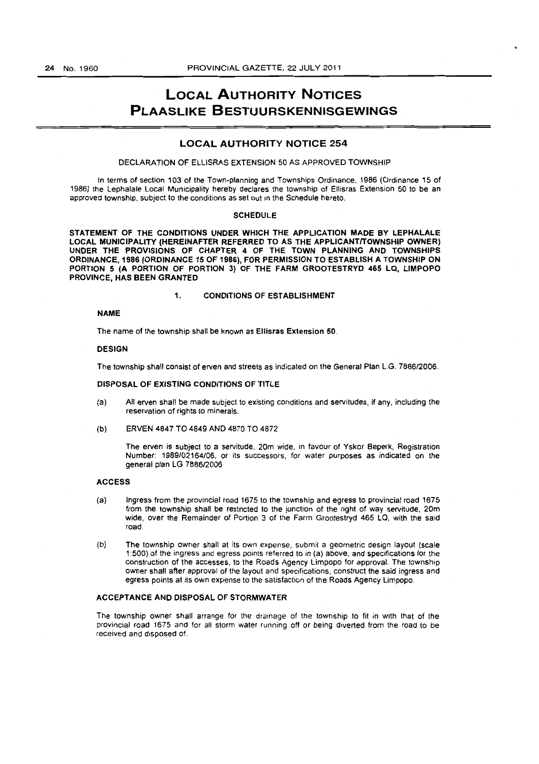# LOCAL AUTHORITY NOTICES
# PLAASLIKE BESTUURSKENNISGEWINGS

## LOCAL AUTHORITY NOTICE 254

DECLARATION OF ELLISRAS EXTENSION 50 AS APPROVED TOWNSHIP

In terms of section 103 of the Town-planning and Townships Ordinance, 1986 (Ordinance 15 of 1986) the Lephalale Local Municipality hereby declares the township of Ellisras Extension 50 to be an approved township, subject to the conditions as set out in the Schedule hereto.

### SCHEDULE

**STATEMENT OF THE CONDITIONS UNDER WHICH THE APPLICATION MADE BY LEPHALALE LOCAL MUNICIPALITY (HEREINAFTER REFERRED TO AS THE APPLICANT/TOWNSHIP OWNER) UNDER THE PROVISIONS OF CHAPTER 4 OF THE TOWN PLANNING AND TOWNSHIPS ORDINANCE, 1986 (ORDINANCE 15 OF 1986), FOR PERMISSION TO ESTABLISH A TOWNSHIP ON PORTION 5 (A PORTION OF PORTION 3) OF THE FARM GROOTESTRYD 465 LQ, LIMPOPO PROVINCE, HAS BEEN GRANTED**

**1. CONDITIONS OF ESTABLISHMENT**

**NAME**

The name of the township shall be known as **Ellisras Extension 50**.

**DESIGN**

The township shall consist of erven and streets as indicated on the General Plan L.G. 7886/2006.

**DISPOSAL OF EXISTING CONDITIONS OF TITLE**

(a) All erven shall be made subject to existing conditions and servitudes, if any, including the reservation of rights to minerals.

(b) ERVEN 4847 TO 4849 AND 4870 TO 4872

The erven is subject to a servitude, 20m wide, in favour of Yskor Beperk, Registration Number: 1989/02164/06, or its successors, for water purposes as indicated on the general plan LG 7886/2006

**ACCESS**

(a) Ingress from the provincial road 1675 to the township and egress to provincial road 1675 from the township shall be restricted to the junction of the right of way servitude, 20m wide, over the Remainder of Portion 3 of the Farm Grootestryd 465 LQ, with the said road.

(b) The township owner shall at its own expense, submit a geometric design layout (scale 1:500) of the ingress and egress points referred to in (a) above, and specifications for the construction of the accesses, to the Roads Agency Limpopo for approval. The township owner shall after approval of the layout and specifications, construct the said ingress and egress points at its own expense to the satisfaction of the Roads Agency Limpopo.

**ACCEPTANCE AND DISPOSAL OF STORMWATER**

The township owner shall arrange for the drainage of the township to fit in with that of the provincial road 1675 and for all storm water running off or being diverted from the road to be received and disposed of.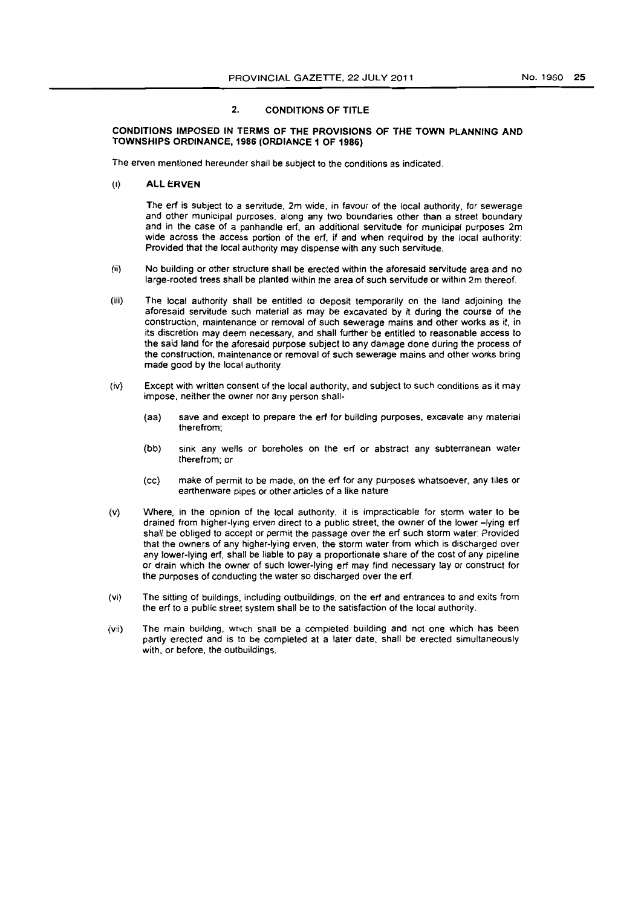## 2. CONDITIONS OF TITLE

### CONDITIONS IMPOSED IN TERMS OF THE PROVISIONS OF THE TOWN PLANNING AND TOWNSHIPS ORDINANCE, 1986 (ORDIANCE 1 OF 1986)

The erven mentioned hereunder shall be subject to the conditions as indicated.

(i) **ALL ERVEN**

The erf is subject to a servitude, 2m wide, in favour of the local authority, for sewerage and other municipal purposes, along any two boundaries other than a street boundary and in the case of a panhandle erf, an additional servitude for municipal purposes 2m wide across the access portion of the erf, if and when required by the local authority: Provided that the local authority may dispense with any such servitude.

(ii) No building or other structure shall be erected within the aforesaid servitude area and no large-rooted trees shall be planted within the area of such servitude or within 2m thereof.

(iii) The local authority shall be entitled to deposit temporarily on the land adjoining the aforesaid servitude such material as may be excavated by it during the course of the construction, maintenance or removal of such sewerage mains and other works as it, in its discretion may deem necessary, and shall further be entitled to reasonable access to the said land for the aforesaid purpose subject to any damage done during the process of the construction, maintenance or removal of such sewerage mains and other works bring made good by the local authority.

(iv) Except with written consent of the local authority, and subject to such conditions as it may impose, neither the owner nor any person shall-

(aa) save and except to prepare the erf for building purposes, excavate any material therefrom;

(bb) sink any wells or boreholes on the erf or abstract any subterranean water therefrom; or

(cc) make of permit to be made, on the erf for any purposes whatsoever, any tiles or earthenware pipes or other articles of a like nature

(v) Where, in the opinion of the local authority, it is impracticable for storm water to be drained from higher-lying erven direct to a public street, the owner of the lower –lying erf shall be obliged to accept or permit the passage over the erf such storm water: Provided that the owners of any higher-lying erven, the storm water from which is discharged over any lower-lying erf, shall be liable to pay a proportionate share of the cost of any pipeline or drain which the owner of such lower-lying erf may find necessary lay or construct for the purposes of conducting the water so discharged over the erf.

(vi) The sitting of buildings, including outbuildings, on the erf and entrances to and exits from the erf to a public street system shall be to the satisfaction of the local authority.

(vii) The main building, which shall be a completed building and not one which has been partly erected and is to be completed at a later date, shall be erected simultaneously with, or before, the outbuildings.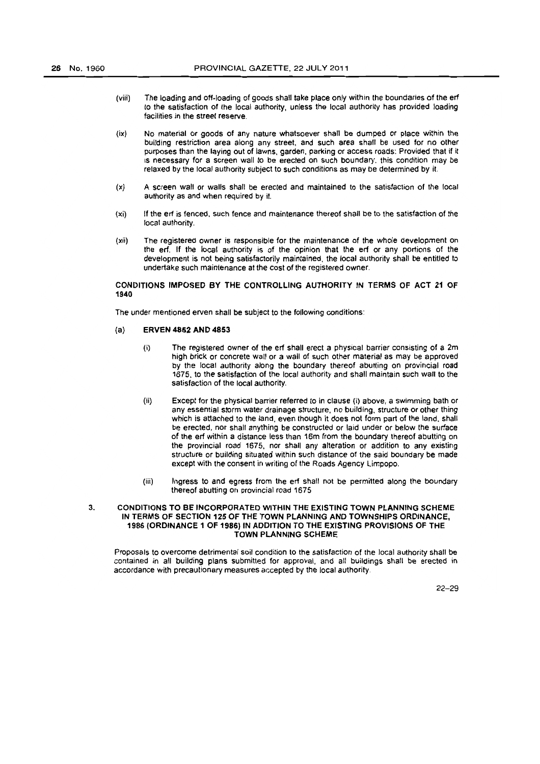(viii) The loading and off-loading of goods shall take place only within the boundaries of the erf to the satisfaction of the local authority, unless the local authority has provided loading facilities in the street reserve.

(ix) No material or goods of any nature whatsoever shall be dumped or place within the building restriction area along any street, and such area shall be used for no other purposes than the laying out of lawns, garden, parking or access roads: Provided that if it is necessary for a screen wall to be erected on such boundary, this condition may be relaxed by the local authority subject to such conditions as may be determined by it.

(x) A screen wall or walls shall be erected and maintained to the satisfaction of the local authority as and when required by it.

(xi) If the erf is fenced, such fence and maintenance thereof shall be to the satisfaction of the local authority.

(xii) The registered owner is responsible for the maintenance of the whole development on the erf. If the local authority is of the opinion that the erf or any portions of the development is not being satisfactorily maintained, the local authority shall be entitled to undertake such maintenance at the cost of the registered owner.

**CONDITIONS IMPOSED BY THE CONTROLLING AUTHORITY IN TERMS OF ACT 21 OF 1940**

The under mentioned erven shall be subject to the following conditions:

(a) **ERVEN 4852 AND 4853**

(i) The registered owner of the erf shall erect a physical barrier consisting of a 2m high brick or concrete wall or a wall of such other material as may be approved by the local authority along the boundary thereof abutting on provincial road 1675, to the satisfaction of the local authority and shall maintain such wall to the satisfaction of the local authority.

(ii) Except for the physical barrier referred to in clause (i) above, a swimming bath or any essential storm water drainage structure, no building, structure or other thing which is attached to the land, even though it does not form part of the land, shall be erected, nor shall anything be constructed or laid under or below the surface of the erf within a distance less than 16m from the boundary thereof abutting on the provincial road 1675, nor shall any alteration or addition to any existing structure or building situated within such distance of the said boundary be made except with the consent in writing of the Roads Agency Limpopo.

(iii) Ingress to and egress from the erf shall not be permitted along the boundary thereof abutting on provincial road 1675

3. **CONDITIONS TO BE INCORPORATED WITHIN THE EXISTING TOWN PLANNING SCHEME IN TERMS OF SECTION 125 OF THE TOWN PLANNING AND TOWNSHIPS ORDINANCE, 1986 (ORDINANCE 1 OF 1986) IN ADDITION TO THE EXISTING PROVISIONS OF THE TOWN PLANNING SCHEME**

Proposals to overcome detrimental soil condition to the satisfaction of the local authority shall be contained in all building plans submitted for approval, and all buildings shall be erected in accordance with precautionary measures accepted by the local authority.

22–29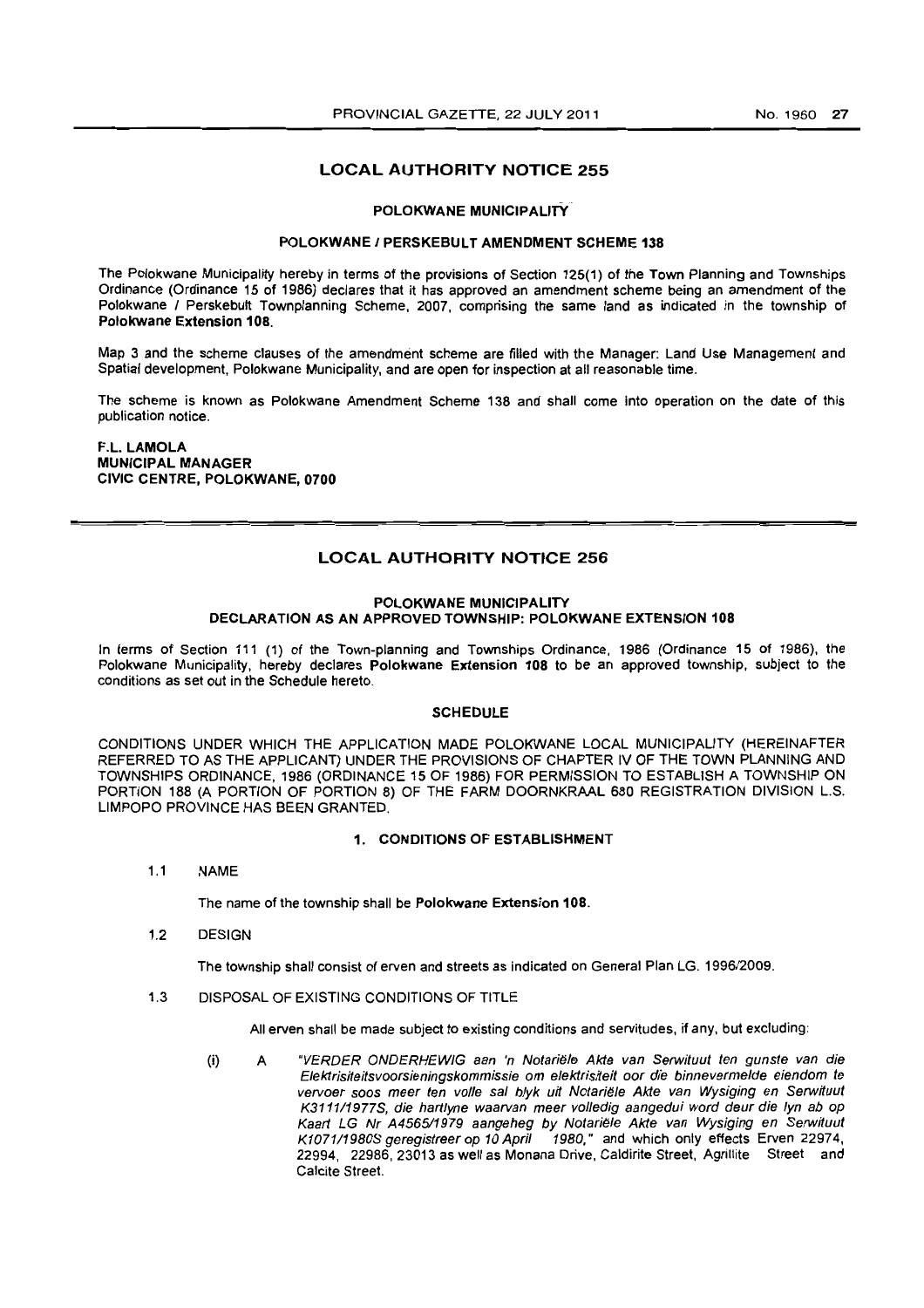## LOCAL AUTHORITY NOTICE 255

### POLOKWANE MUNICIPALITY

### POLOKWANE / PERSKEBULT AMENDMENT SCHEME 138

The Polokwane Municipality hereby in terms of the provisions of Section 125(1) of the Town Planning and Townships Ordinance (Ordinance 15 of 1986) declares that it has approved an amendment scheme being an amendment of the Polokwane / Perskebult Townplanning Scheme, 2007, comprising the same land as indicated in the township of **Polokwane Extension 108.**

Map 3 and the scheme clauses of the amendment scheme are filled with the Manager: Land Use Management and Spatial development, Polokwane Municipality, and are open for inspection at all reasonable time.

The scheme is known as Polokwane Amendment Scheme 138 and shall come into operation on the date of this publication notice.

**F.L. LAMOLA**
**MUNICIPAL MANAGER**
**CIVIC CENTRE, POLOKWANE, 0700**

---

## LOCAL AUTHORITY NOTICE 256

### POLOKWANE MUNICIPALITY
### DECLARATION AS AN APPROVED TOWNSHIP: POLOKWANE EXTENSION 108

In terms of Section 111 (1) of the Town-planning and Townships Ordinance, 1986 (Ordinance 15 of 1986), the Polokwane Municipality, hereby declares **Polokwane Extension 108** to be an approved township, subject to the conditions as set out in the Schedule hereto.

### SCHEDULE

CONDITIONS UNDER WHICH THE APPLICATION MADE POLOKWANE LOCAL MUNICIPALITY (HEREINAFTER REFERRED TO AS THE APPLICANT) UNDER THE PROVISIONS OF CHAPTER IV OF THE TOWN PLANNING AND TOWNSHIPS ORDINANCE, 1986 (ORDINANCE 15 OF 1986) FOR PERMISSION TO ESTABLISH A TOWNSHIP ON PORTION 188 (A PORTION OF PORTION 8) OF THE FARM DOORNKRAAL 680 REGISTRATION DIVISION L.S. LIMPOPO PROVINCE HAS BEEN GRANTED.

#### 1. CONDITIONS OF ESTABLISHMENT

1.1 NAME

The name of the township shall be **Polokwane Extension 108.**

1.2 DESIGN

The township shall consist of erven and streets as indicated on General Plan LG. 1996/2009.

1.3 DISPOSAL OF EXISTING CONDITIONS OF TITLE

All erven shall be made subject to existing conditions and servitudes, if any, but excluding:

(i) A *"VERDER ONDERHEWIG aan 'n Notariële Akte van Serwituut ten gunste van die Elektrisiteitsvoorsieningskommissie om elektrisiteit oor die binnevermelde eiendom te vervoer soos meer ten volle sal blyk uit Notariële Akte van Wysiging en Serwituut K3111/1977S, die hartlyne waarvan meer volledig aangedui word deur die lyn ab op Kaart LG Nr A4565/1979 aangeheg by Notariële Akte van Wysiging en Serwituut K1071/1980S geregistreer op 10 April 1980,"* and which only effects Erven 22974, 22994, 22986, 23013 as well as Monana Drive, Caldirite Street, Agrillite Street and Calcite Street.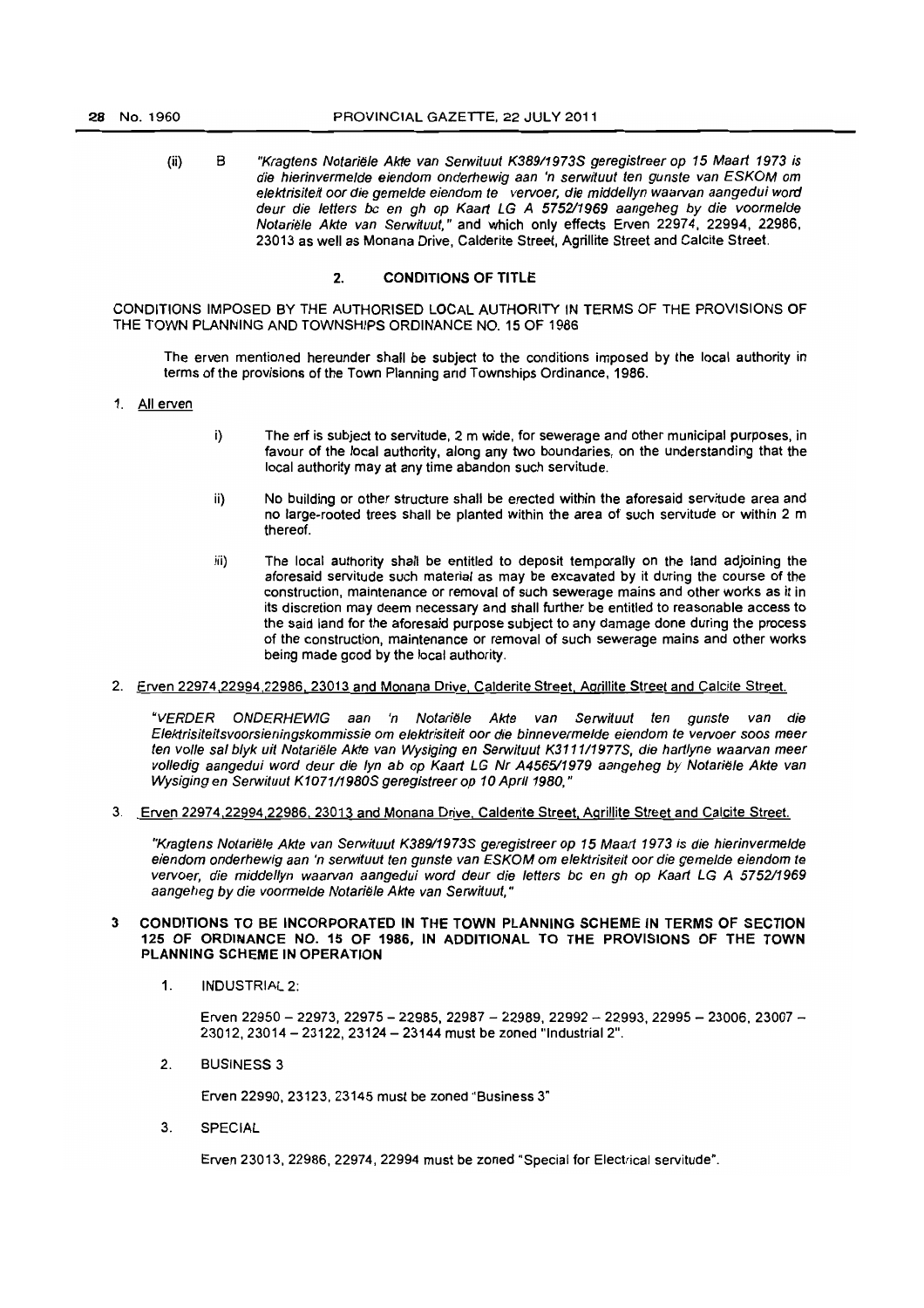(ii) B *"Kragtens Notariële Akte van Serwituut K389/1973S geregistreer op 15 Maart 1973 is die hierinvermelde eiendom onderhewig aan 'n serwituut ten gunste van ESKOM om elektrisiteit oor die gemelde eiendom te vervoer, die middellyn waarvan aangedui word deur die letters bc en gh op Kaart LG A 5752/1969 aangeheg by die voormelde Notariële Akte van Serwituut,"* and which only effects Erven 22974, 22994, 22986, 23013 as well as Monana Drive, Calderite Street, Agrillite Street and Calcite Street.

## 2. CONDITIONS OF TITLE

CONDITIONS IMPOSED BY THE AUTHORISED LOCAL AUTHORITY IN TERMS OF THE PROVISIONS OF THE TOWN PLANNING AND TOWNSHIPS ORDINANCE NO. 15 OF 1986

The erven mentioned hereunder shall be subject to the conditions imposed by the local authority in terms of the provisions of the Town Planning and Townships Ordinance, 1986.

1. <u>All erven</u>

   i) The erf is subject to servitude, 2 m wide, for sewerage and other municipal purposes, in favour of the local authority, along any two boundaries, on the understanding that the local authority may at any time abandon such servitude.

   ii) No building or other structure shall be erected within the aforesaid servitude area and no large-rooted trees shall be planted within the area of such servitude or within 2 m thereof.

   iii) The local authority shall be entitled to deposit temporally on the land adjoining the aforesaid servitude such material as may be excavated by it during the course of the construction, maintenance or removal of such sewerage mains and other works as it in its discretion may deem necessary and shall further be entitled to reasonable access to the said land for the aforesaid purpose subject to any damage done during the process of the construction, maintenance or removal of such sewerage mains and other works being made good by the local authority.

2. <u>Erven 22974,22994,22986, 23013 and Monana Drive, Calderite Street, Agrillite Street and Calcite Street.</u>

   *"VERDER ONDERHEWIG aan 'n Notariële Akte van Serwituut ten gunste van die Elektrisiteitsvoorsieningskommissie om elektrisiteit oor die binnevermelde eiendom te vervoer soos meer ten volle sal blyk uit Notariële Akte van Wysiging en Serwituut K3111/1977S, die hartlyne waarvan meer volledig aangedui word deur die lyn ab op Kaart LG Nr A4565/1979 aangeheg by Notariële Akte van Wysiging en Serwituut K1071/1980S geregistreer op 10 April 1980,"*

3. <u>Erven 22974,22994,22986, 23013 and Monana Drive, Calderite Street, Agrillite Street and Calcite Street.</u>

   *"Kragtens Notariële Akte van Serwituut K389/1973S geregistreer op 15 Maart 1973 is die hierinvermelde eiendom onderhewig aan 'n serwituut ten gunste van ESKOM om elektrisiteit oor die gemelde eiendom te vervoer, die middellyn waarvan aangedui word deur die letters bc en gh op Kaart LG A 5752/1969 aangeheg by die voormelde Notariële Akte van Serwituut,"*

## 3 CONDITIONS TO BE INCORPORATED IN THE TOWN PLANNING SCHEME IN TERMS OF SECTION 125 OF ORDINANCE NO. 15 OF 1986, IN ADDITIONAL TO THE PROVISIONS OF THE TOWN PLANNING SCHEME IN OPERATION

1. INDUSTRIAL 2:

   Erven 22950 – 22973, 22975 – 22985, 22987 – 22989, 22992 – 22993, 22995 – 23006, 23007 – 23012, 23014 – 23122, 23124 – 23144 must be zoned "Industrial 2".

2. BUSINESS 3

   Erven 22990, 23123, 23145 must be zoned "Business 3"

3. SPECIAL

   Erven 23013, 22986, 22974, 22994 must be zoned "Special for Electrical servitude".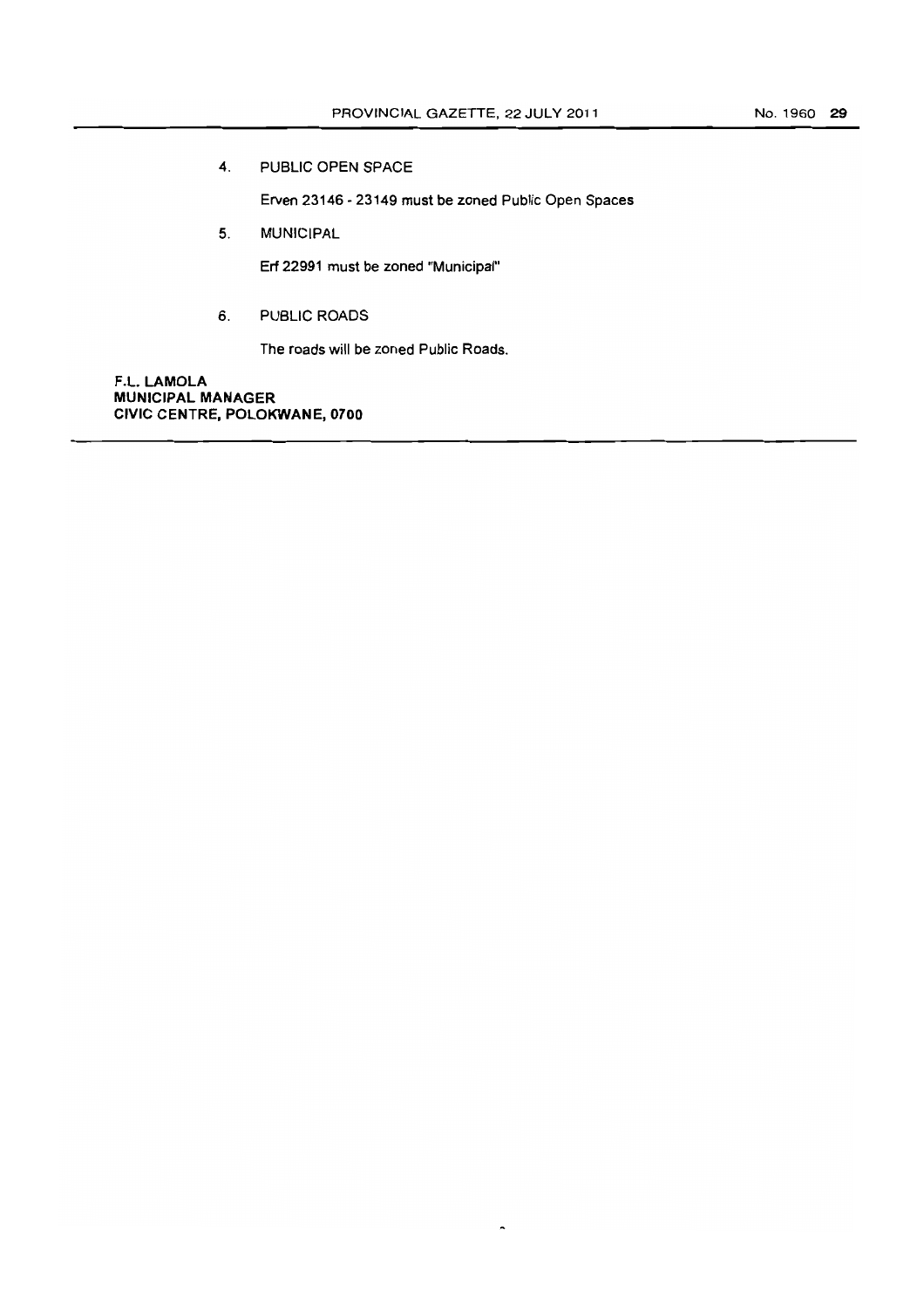4. PUBLIC OPEN SPACE

   Erven 23146 - 23149 must be zoned Public Open Spaces

5. MUNICIPAL

   Erf 22991 must be zoned "Municipal"

6. PUBLIC ROADS

   The roads will be zoned Public Roads.

**F.L. LAMOLA**
**MUNICIPAL MANAGER**
**CIVIC CENTRE, POLOKWANE, 0700**